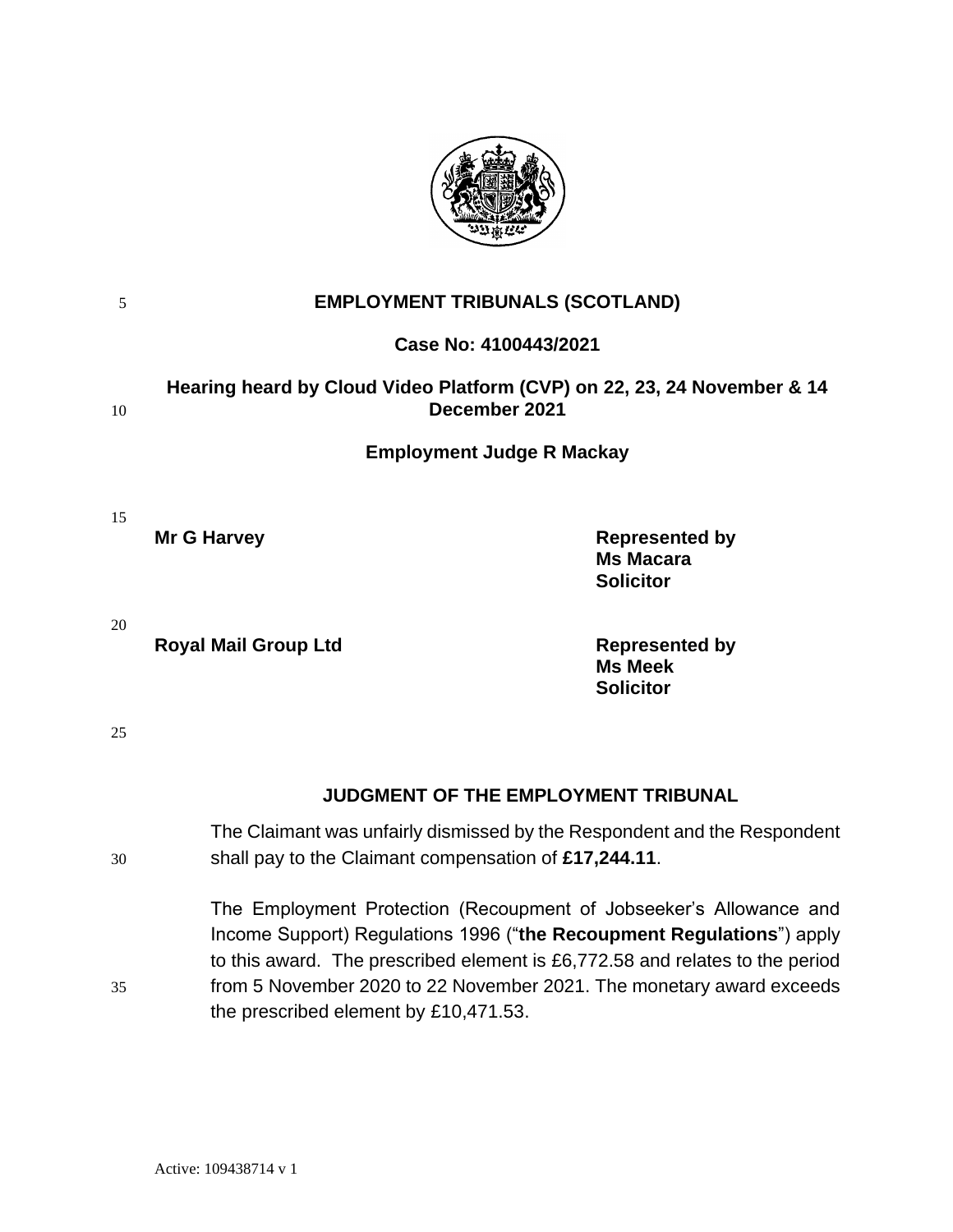# EMPLOYMENT TRIBUNALS (SCOTLAND)

**Case No: 4100443/2021**

**Hearing heard by Cloud Video Platform (CVP) on 22, 23, 24 November & 14 December 2021**

**Employment Judge R Mackay**

| | |
|---|---|
| **Mr G Harvey** | **Represented by**<br>**Ms Macara**<br>**Solicitor** |
| **Royal Mail Group Ltd** | **Represented by**<br>**Ms Meek**<br>**Solicitor** |

## JUDGMENT OF THE EMPLOYMENT TRIBUNAL

The Claimant was unfairly dismissed by the Respondent and the Respondent shall pay to the Claimant compensation of **£17,244.11**.

The Employment Protection (Recoupment of Jobseeker's Allowance and Income Support) Regulations 1996 ("**the Recoupment Regulations**") apply to this award. The prescribed element is £6,772.58 and relates to the period from 5 November 2020 to 22 November 2021. The monetary award exceeds the prescribed element by £10,471.53.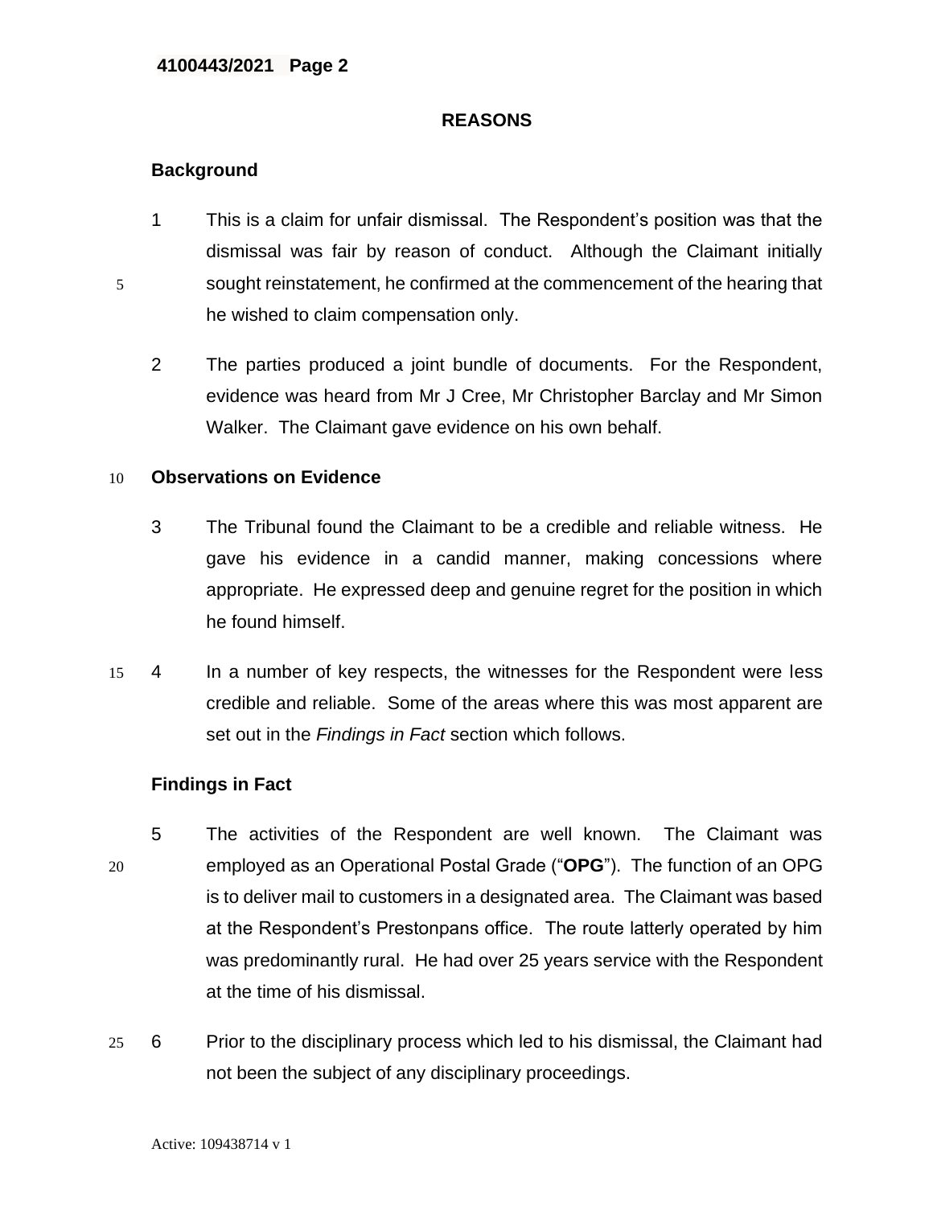## REASONS

### Background

1 This is a claim for unfair dismissal. The Respondent's position was that the dismissal was fair by reason of conduct. Although the Claimant initially sought reinstatement, he confirmed at the commencement of the hearing that he wished to claim compensation only.

2 The parties produced a joint bundle of documents. For the Respondent, evidence was heard from Mr J Cree, Mr Christopher Barclay and Mr Simon Walker. The Claimant gave evidence on his own behalf.

### Observations on Evidence

3 The Tribunal found the Claimant to be a credible and reliable witness. He gave his evidence in a candid manner, making concessions where appropriate. He expressed deep and genuine regret for the position in which he found himself.

4 In a number of key respects, the witnesses for the Respondent were less credible and reliable. Some of the areas where this was most apparent are set out in the *Findings in Fact* section which follows.

### Findings in Fact

5 The activities of the Respondent are well known. The Claimant was employed as an Operational Postal Grade ("**OPG**"). The function of an OPG is to deliver mail to customers in a designated area. The Claimant was based at the Respondent's Prestonpans office. The route latterly operated by him was predominantly rural. He had over 25 years service with the Respondent at the time of his dismissal.

6 Prior to the disciplinary process which led to his dismissal, the Claimant had not been the subject of any disciplinary proceedings.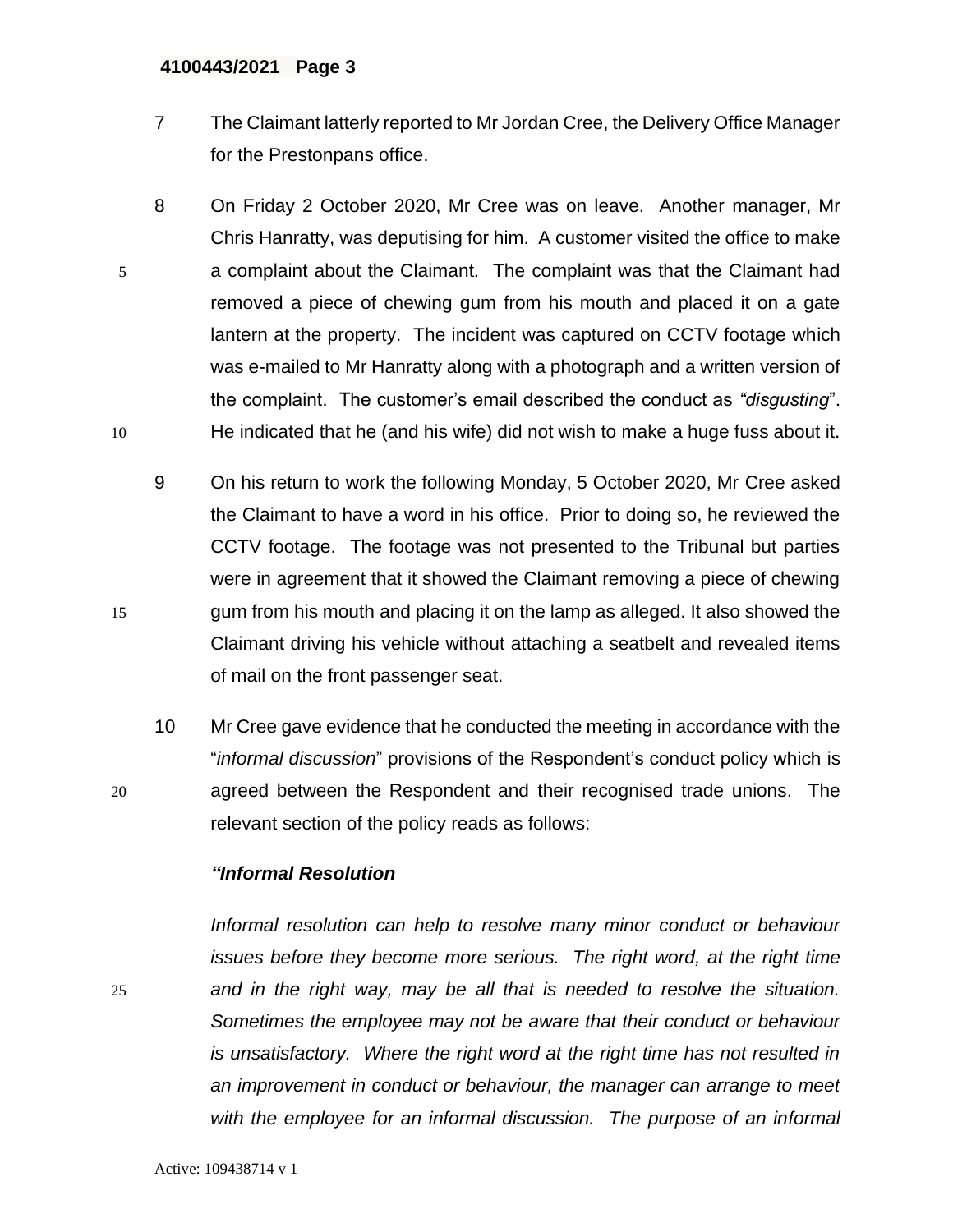7 The Claimant latterly reported to Mr Jordan Cree, the Delivery Office Manager for the Prestonpans office.

8 On Friday 2 October 2020, Mr Cree was on leave. Another manager, Mr Chris Hanratty, was deputising for him. A customer visited the office to make a complaint about the Claimant. The complaint was that the Claimant had removed a piece of chewing gum from his mouth and placed it on a gate lantern at the property. The incident was captured on CCTV footage which was e-mailed to Mr Hanratty along with a photograph and a written version of the complaint. The customer's email described the conduct as *"disgusting*". He indicated that he (and his wife) did not wish to make a huge fuss about it.

9 On his return to work the following Monday, 5 October 2020, Mr Cree asked the Claimant to have a word in his office. Prior to doing so, he reviewed the CCTV footage. The footage was not presented to the Tribunal but parties were in agreement that it showed the Claimant removing a piece of chewing gum from his mouth and placing it on the lamp as alleged. It also showed the Claimant driving his vehicle without attaching a seatbelt and revealed items of mail on the front passenger seat.

10 Mr Cree gave evidence that he conducted the meeting in accordance with the "*informal discussion*" provisions of the Respondent's conduct policy which is agreed between the Respondent and their recognised trade unions. The relevant section of the policy reads as follows:

***"Informal Resolution***

*Informal resolution can help to resolve many minor conduct or behaviour issues before they become more serious. The right word, at the right time and in the right way, may be all that is needed to resolve the situation. Sometimes the employee may not be aware that their conduct or behaviour is unsatisfactory. Where the right word at the right time has not resulted in an improvement in conduct or behaviour, the manager can arrange to meet with the employee for an informal discussion. The purpose of an informal*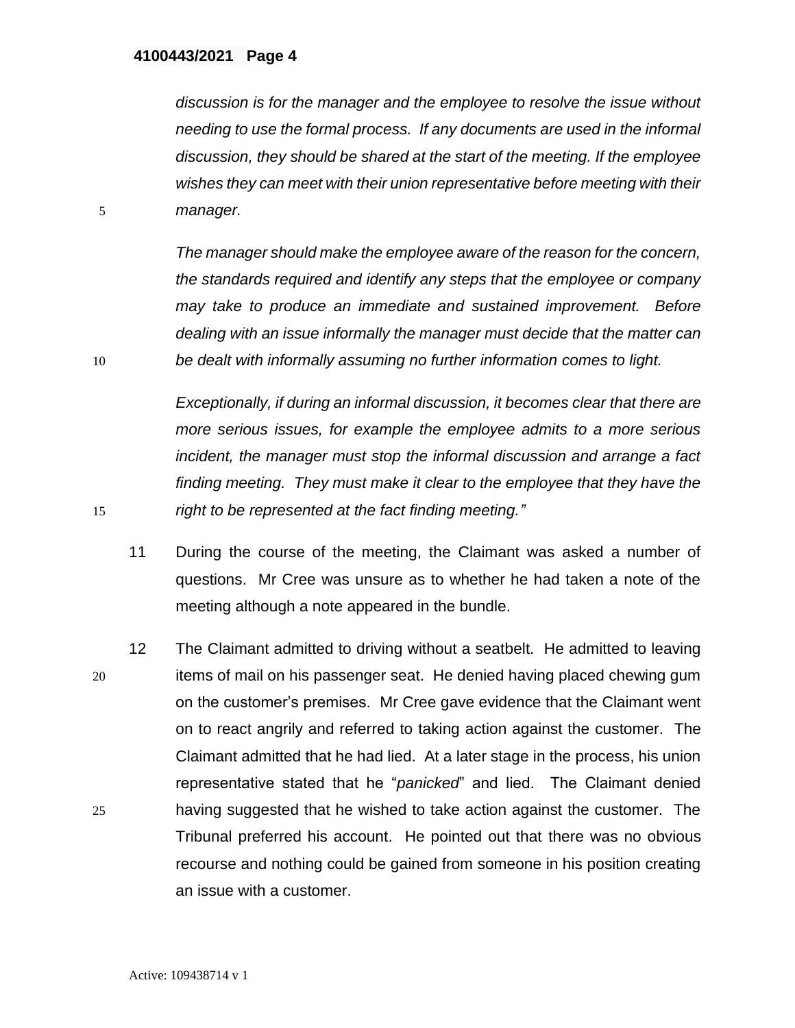*discussion is for the manager and the employee to resolve the issue without needing to use the formal process. If any documents are used in the informal discussion, they should be shared at the start of the meeting. If the employee wishes they can meet with their union representative before meeting with their manager.*

*The manager should make the employee aware of the reason for the concern, the standards required and identify any steps that the employee or company may take to produce an immediate and sustained improvement. Before dealing with an issue informally the manager must decide that the matter can be dealt with informally assuming no further information comes to light.*

*Exceptionally, if during an informal discussion, it becomes clear that there are more serious issues, for example the employee admits to a more serious incident, the manager must stop the informal discussion and arrange a fact finding meeting. They must make it clear to the employee that they have the right to be represented at the fact finding meeting."*

11 During the course of the meeting, the Claimant was asked a number of questions. Mr Cree was unsure as to whether he had taken a note of the meeting although a note appeared in the bundle.

12 The Claimant admitted to driving without a seatbelt. He admitted to leaving items of mail on his passenger seat. He denied having placed chewing gum on the customer's premises. Mr Cree gave evidence that the Claimant went on to react angrily and referred to taking action against the customer. The Claimant admitted that he had lied. At a later stage in the process, his union representative stated that he "*panicked*" and lied. The Claimant denied having suggested that he wished to take action against the customer. The Tribunal preferred his account. He pointed out that there was no obvious recourse and nothing could be gained from someone in his position creating an issue with a customer.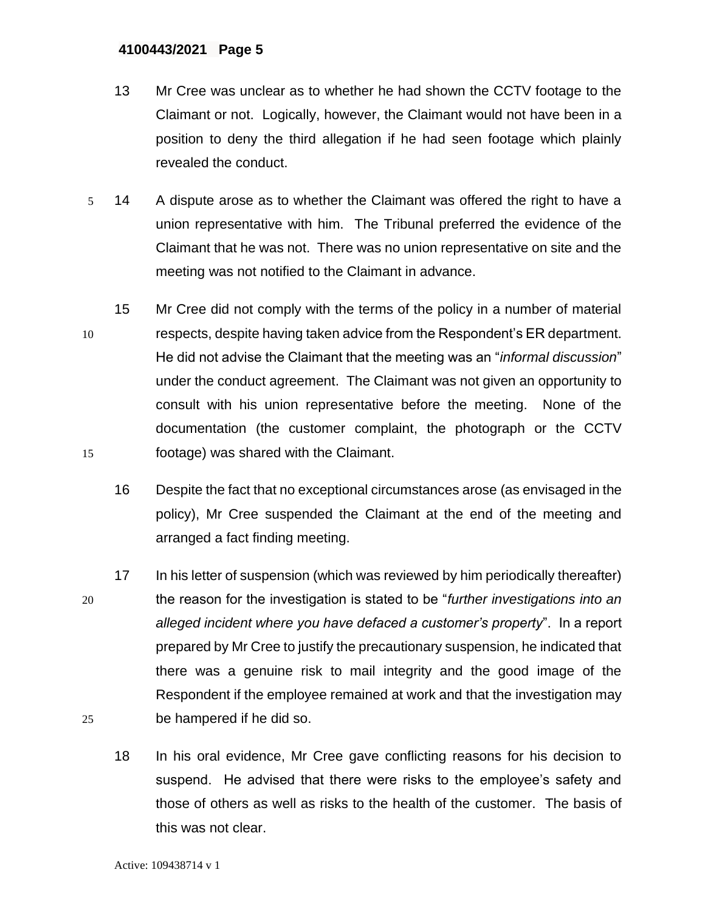13 Mr Cree was unclear as to whether he had shown the CCTV footage to the Claimant or not. Logically, however, the Claimant would not have been in a position to deny the third allegation if he had seen footage which plainly revealed the conduct.

14 A dispute arose as to whether the Claimant was offered the right to have a union representative with him. The Tribunal preferred the evidence of the Claimant that he was not. There was no union representative on site and the meeting was not notified to the Claimant in advance.

15 Mr Cree did not comply with the terms of the policy in a number of material respects, despite having taken advice from the Respondent's ER department. He did not advise the Claimant that the meeting was an "*informal discussion*" under the conduct agreement. The Claimant was not given an opportunity to consult with his union representative before the meeting. None of the documentation (the customer complaint, the photograph or the CCTV footage) was shared with the Claimant.

16 Despite the fact that no exceptional circumstances arose (as envisaged in the policy), Mr Cree suspended the Claimant at the end of the meeting and arranged a fact finding meeting.

17 In his letter of suspension (which was reviewed by him periodically thereafter) the reason for the investigation is stated to be "*further investigations into an alleged incident where you have defaced a customer's property*". In a report prepared by Mr Cree to justify the precautionary suspension, he indicated that there was a genuine risk to mail integrity and the good image of the Respondent if the employee remained at work and that the investigation may be hampered if he did so.

18 In his oral evidence, Mr Cree gave conflicting reasons for his decision to suspend. He advised that there were risks to the employee's safety and those of others as well as risks to the health of the customer. The basis of this was not clear.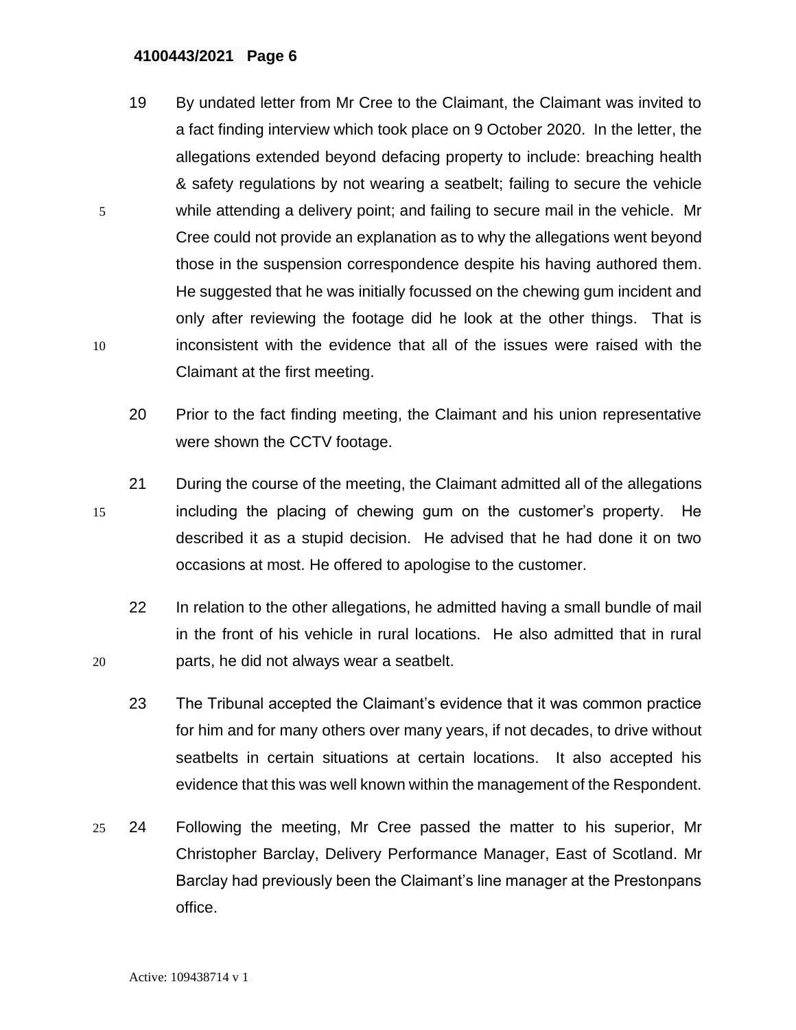19 By undated letter from Mr Cree to the Claimant, the Claimant was invited to a fact finding interview which took place on 9 October 2020. In the letter, the allegations extended beyond defacing property to include: breaching health & safety regulations by not wearing a seatbelt; failing to secure the vehicle while attending a delivery point; and failing to secure mail in the vehicle. Mr Cree could not provide an explanation as to why the allegations went beyond those in the suspension correspondence despite his having authored them. He suggested that he was initially focussed on the chewing gum incident and only after reviewing the footage did he look at the other things. That is inconsistent with the evidence that all of the issues were raised with the Claimant at the first meeting.

20 Prior to the fact finding meeting, the Claimant and his union representative were shown the CCTV footage.

21 During the course of the meeting, the Claimant admitted all of the allegations including the placing of chewing gum on the customer's property. He described it as a stupid decision. He advised that he had done it on two occasions at most. He offered to apologise to the customer.

22 In relation to the other allegations, he admitted having a small bundle of mail in the front of his vehicle in rural locations. He also admitted that in rural parts, he did not always wear a seatbelt.

23 The Tribunal accepted the Claimant's evidence that it was common practice for him and for many others over many years, if not decades, to drive without seatbelts in certain situations at certain locations. It also accepted his evidence that this was well known within the management of the Respondent.

24 Following the meeting, Mr Cree passed the matter to his superior, Mr Christopher Barclay, Delivery Performance Manager, East of Scotland. Mr Barclay had previously been the Claimant's line manager at the Prestonpans office.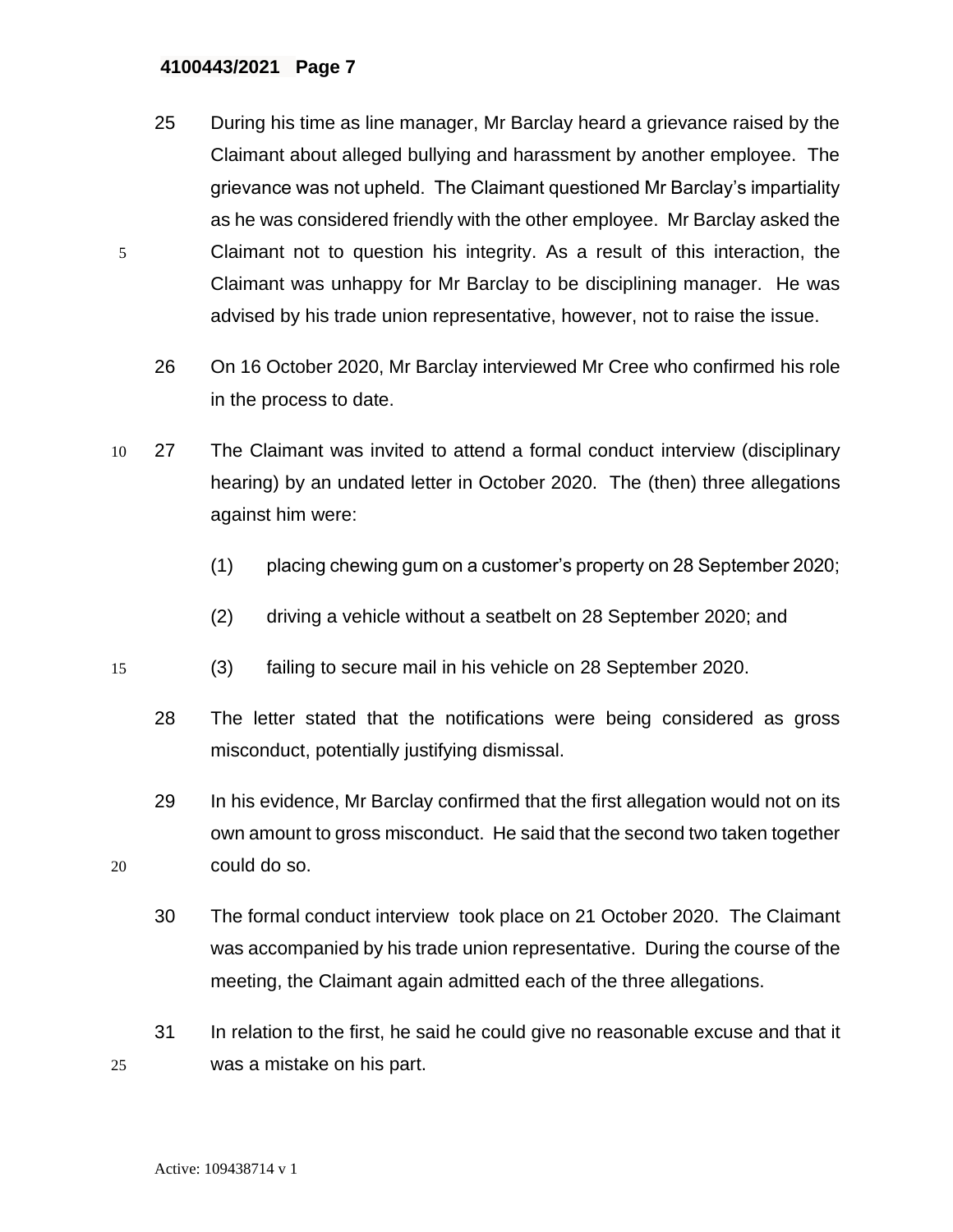25 During his time as line manager, Mr Barclay heard a grievance raised by the Claimant about alleged bullying and harassment by another employee. The grievance was not upheld. The Claimant questioned Mr Barclay's impartiality as he was considered friendly with the other employee. Mr Barclay asked the Claimant not to question his integrity. As a result of this interaction, the Claimant was unhappy for Mr Barclay to be disciplining manager. He was advised by his trade union representative, however, not to raise the issue.

26 On 16 October 2020, Mr Barclay interviewed Mr Cree who confirmed his role in the process to date.

27 The Claimant was invited to attend a formal conduct interview (disciplinary hearing) by an undated letter in October 2020. The (then) three allegations against him were:

(1) placing chewing gum on a customer's property on 28 September 2020;

(2) driving a vehicle without a seatbelt on 28 September 2020; and

(3) failing to secure mail in his vehicle on 28 September 2020.

28 The letter stated that the notifications were being considered as gross misconduct, potentially justifying dismissal.

29 In his evidence, Mr Barclay confirmed that the first allegation would not on its own amount to gross misconduct. He said that the second two taken together could do so.

30 The formal conduct interview took place on 21 October 2020. The Claimant was accompanied by his trade union representative. During the course of the meeting, the Claimant again admitted each of the three allegations.

31 In relation to the first, he said he could give no reasonable excuse and that it was a mistake on his part.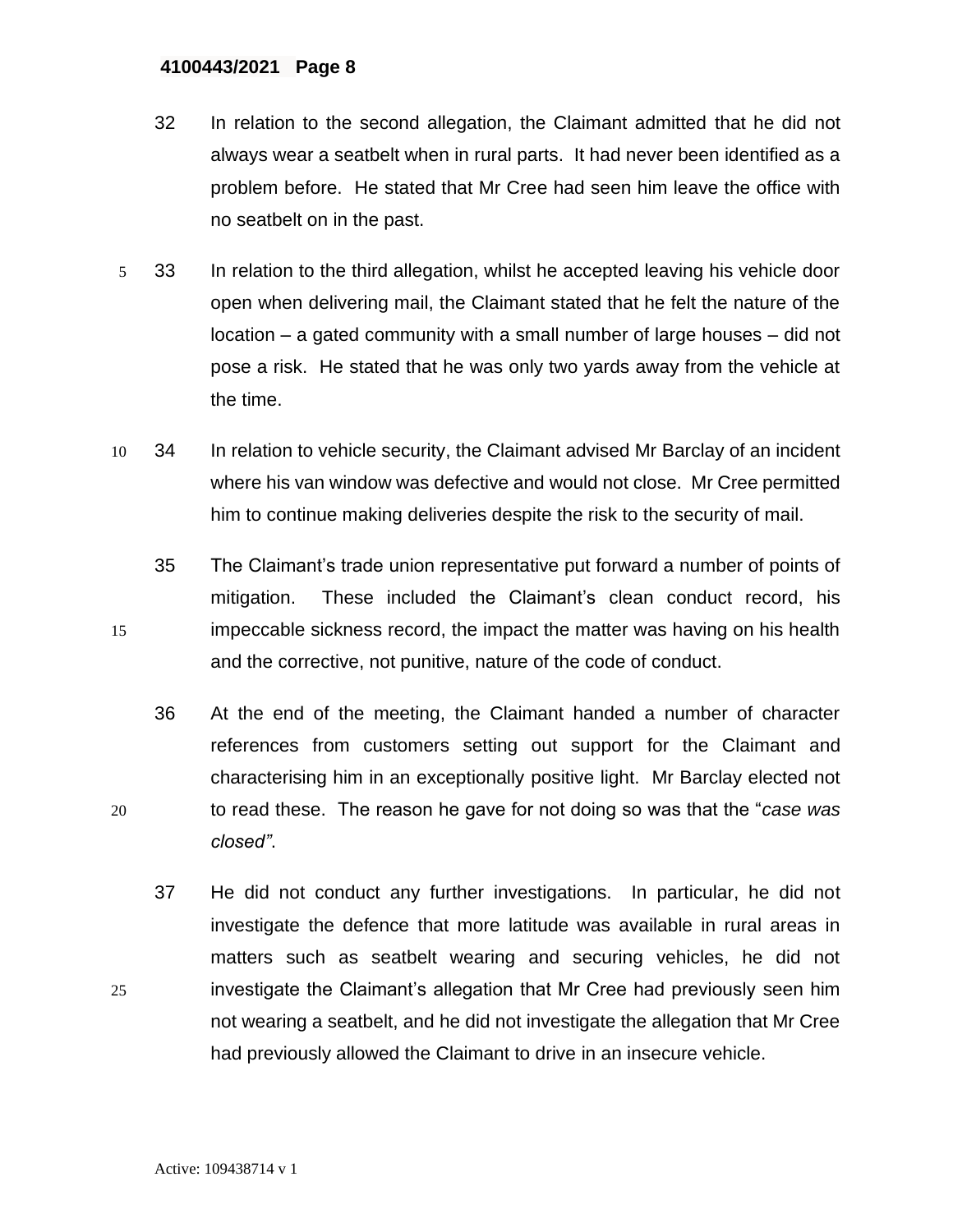32 In relation to the second allegation, the Claimant admitted that he did not always wear a seatbelt when in rural parts. It had never been identified as a problem before. He stated that Mr Cree had seen him leave the office with no seatbelt on in the past.

33 In relation to the third allegation, whilst he accepted leaving his vehicle door open when delivering mail, the Claimant stated that he felt the nature of the location – a gated community with a small number of large houses – did not pose a risk. He stated that he was only two yards away from the vehicle at the time.

34 In relation to vehicle security, the Claimant advised Mr Barclay of an incident where his van window was defective and would not close. Mr Cree permitted him to continue making deliveries despite the risk to the security of mail.

35 The Claimant's trade union representative put forward a number of points of mitigation. These included the Claimant's clean conduct record, his impeccable sickness record, the impact the matter was having on his health and the corrective, not punitive, nature of the code of conduct.

36 At the end of the meeting, the Claimant handed a number of character references from customers setting out support for the Claimant and characterising him in an exceptionally positive light. Mr Barclay elected not to read these. The reason he gave for not doing so was that the "*case was closed".*

37 He did not conduct any further investigations. In particular, he did not investigate the defence that more latitude was available in rural areas in matters such as seatbelt wearing and securing vehicles, he did not investigate the Claimant's allegation that Mr Cree had previously seen him not wearing a seatbelt, and he did not investigate the allegation that Mr Cree had previously allowed the Claimant to drive in an insecure vehicle.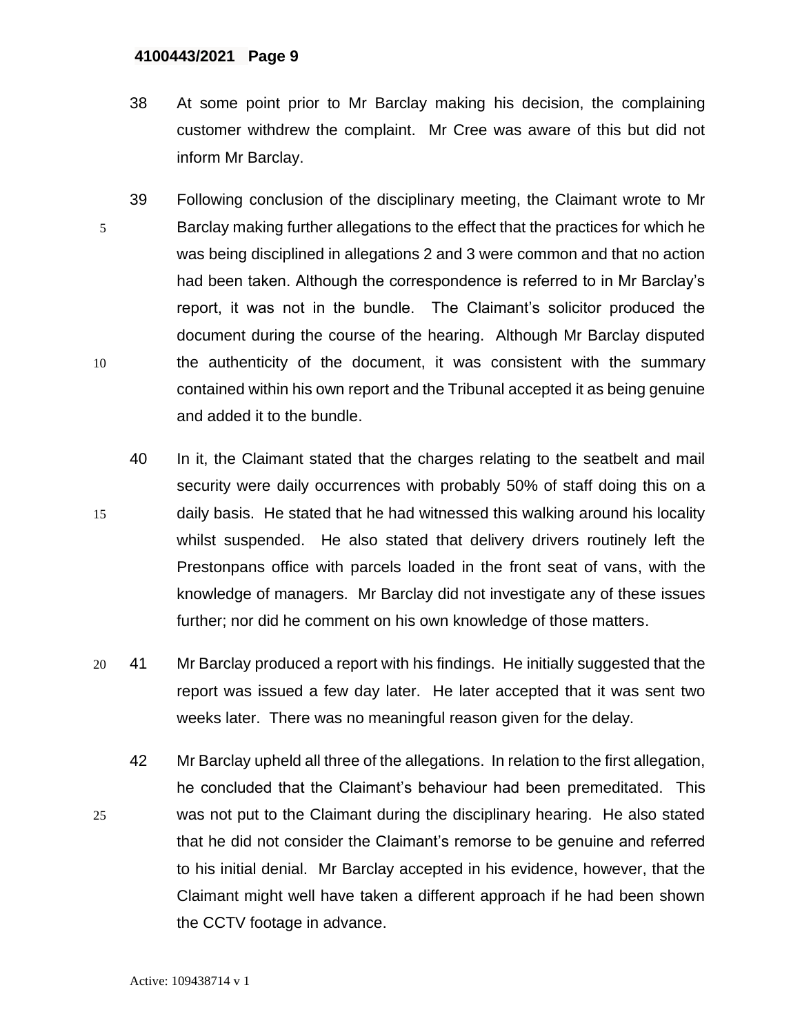38 At some point prior to Mr Barclay making his decision, the complaining customer withdrew the complaint. Mr Cree was aware of this but did not inform Mr Barclay.

39 Following conclusion of the disciplinary meeting, the Claimant wrote to Mr Barclay making further allegations to the effect that the practices for which he was being disciplined in allegations 2 and 3 were common and that no action had been taken. Although the correspondence is referred to in Mr Barclay's report, it was not in the bundle. The Claimant's solicitor produced the document during the course of the hearing. Although Mr Barclay disputed the authenticity of the document, it was consistent with the summary contained within his own report and the Tribunal accepted it as being genuine and added it to the bundle.

40 In it, the Claimant stated that the charges relating to the seatbelt and mail security were daily occurrences with probably 50% of staff doing this on a daily basis. He stated that he had witnessed this walking around his locality whilst suspended. He also stated that delivery drivers routinely left the Prestonpans office with parcels loaded in the front seat of vans, with the knowledge of managers. Mr Barclay did not investigate any of these issues further; nor did he comment on his own knowledge of those matters.

41 Mr Barclay produced a report with his findings. He initially suggested that the report was issued a few day later. He later accepted that it was sent two weeks later. There was no meaningful reason given for the delay.

42 Mr Barclay upheld all three of the allegations. In relation to the first allegation, he concluded that the Claimant's behaviour had been premeditated. This was not put to the Claimant during the disciplinary hearing. He also stated that he did not consider the Claimant's remorse to be genuine and referred to his initial denial. Mr Barclay accepted in his evidence, however, that the Claimant might well have taken a different approach if he had been shown the CCTV footage in advance.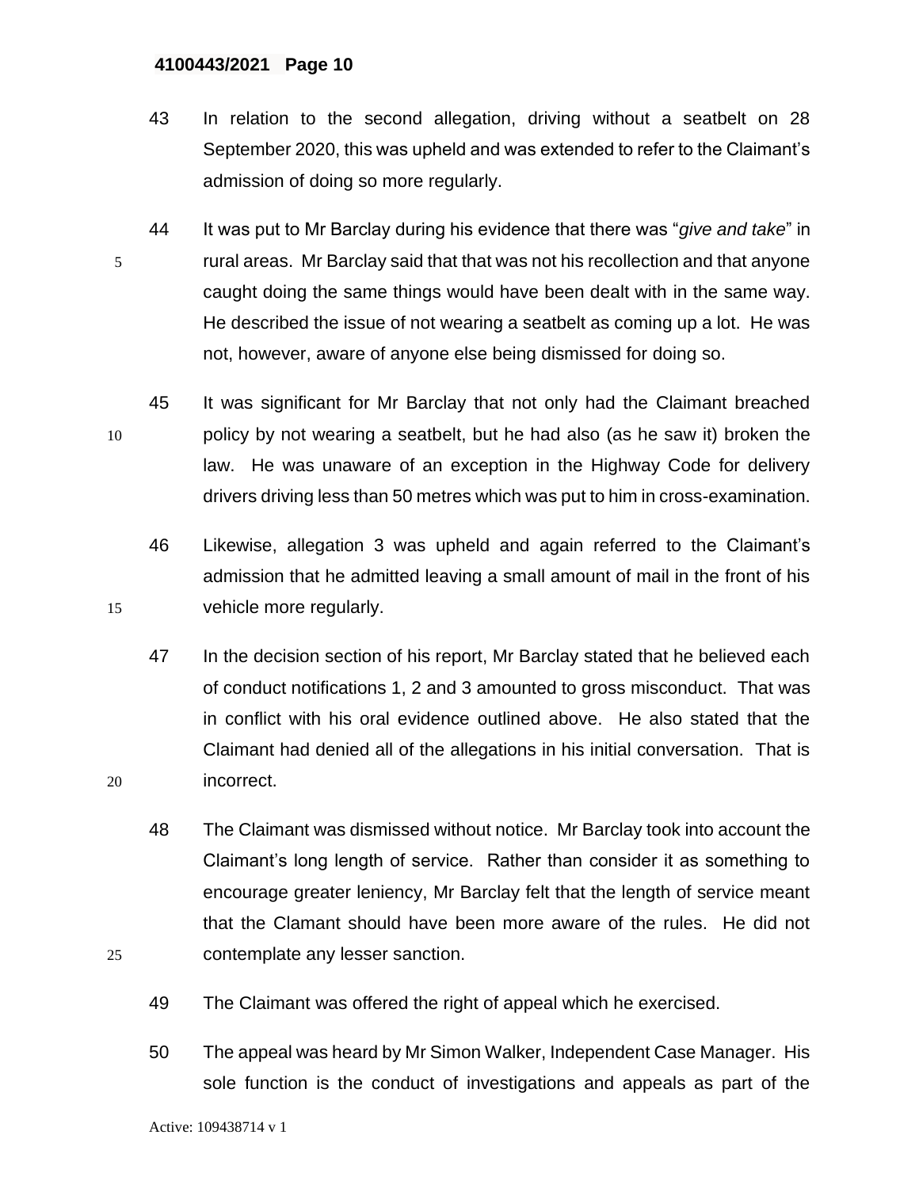43 In relation to the second allegation, driving without a seatbelt on 28 September 2020, this was upheld and was extended to refer to the Claimant's admission of doing so more regularly.

44 It was put to Mr Barclay during his evidence that there was "*give and take*" in rural areas. Mr Barclay said that that was not his recollection and that anyone caught doing the same things would have been dealt with in the same way. He described the issue of not wearing a seatbelt as coming up a lot. He was not, however, aware of anyone else being dismissed for doing so.

45 It was significant for Mr Barclay that not only had the Claimant breached policy by not wearing a seatbelt, but he had also (as he saw it) broken the law. He was unaware of an exception in the Highway Code for delivery drivers driving less than 50 metres which was put to him in cross-examination.

46 Likewise, allegation 3 was upheld and again referred to the Claimant's admission that he admitted leaving a small amount of mail in the front of his vehicle more regularly.

47 In the decision section of his report, Mr Barclay stated that he believed each of conduct notifications 1, 2 and 3 amounted to gross misconduct. That was in conflict with his oral evidence outlined above. He also stated that the Claimant had denied all of the allegations in his initial conversation. That is incorrect.

48 The Claimant was dismissed without notice. Mr Barclay took into account the Claimant's long length of service. Rather than consider it as something to encourage greater leniency, Mr Barclay felt that the length of service meant that the Clamant should have been more aware of the rules. He did not contemplate any lesser sanction.

49 The Claimant was offered the right of appeal which he exercised.

50 The appeal was heard by Mr Simon Walker, Independent Case Manager. His sole function is the conduct of investigations and appeals as part of the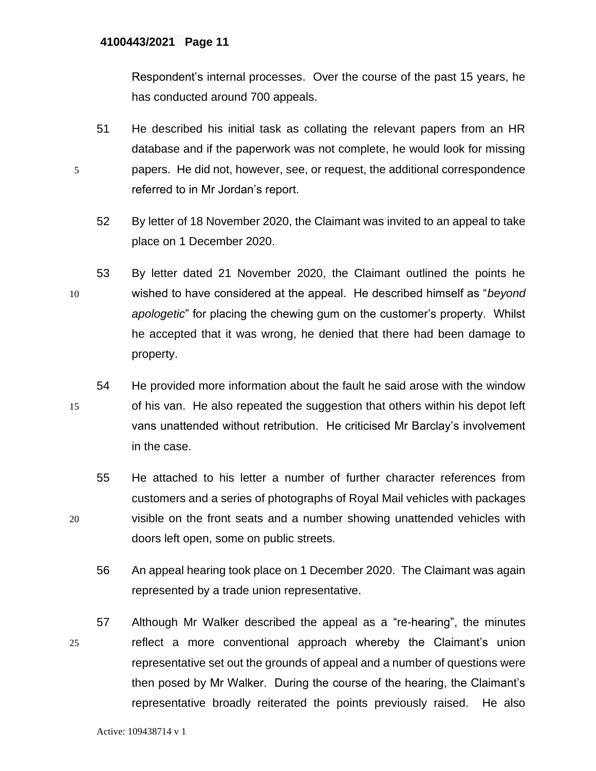Respondent's internal processes. Over the course of the past 15 years, he has conducted around 700 appeals.

51 He described his initial task as collating the relevant papers from an HR database and if the paperwork was not complete, he would look for missing papers. He did not, however, see, or request, the additional correspondence referred to in Mr Jordan's report.

52 By letter of 18 November 2020, the Claimant was invited to an appeal to take place on 1 December 2020.

53 By letter dated 21 November 2020, the Claimant outlined the points he wished to have considered at the appeal. He described himself as "*beyond apologetic*" for placing the chewing gum on the customer's property. Whilst he accepted that it was wrong, he denied that there had been damage to property.

54 He provided more information about the fault he said arose with the window of his van. He also repeated the suggestion that others within his depot left vans unattended without retribution. He criticised Mr Barclay's involvement in the case.

55 He attached to his letter a number of further character references from customers and a series of photographs of Royal Mail vehicles with packages visible on the front seats and a number showing unattended vehicles with doors left open, some on public streets.

56 An appeal hearing took place on 1 December 2020. The Claimant was again represented by a trade union representative.

57 Although Mr Walker described the appeal as a "re-hearing", the minutes reflect a more conventional approach whereby the Claimant's union representative set out the grounds of appeal and a number of questions were then posed by Mr Walker. During the course of the hearing, the Claimant's representative broadly reiterated the points previously raised. He also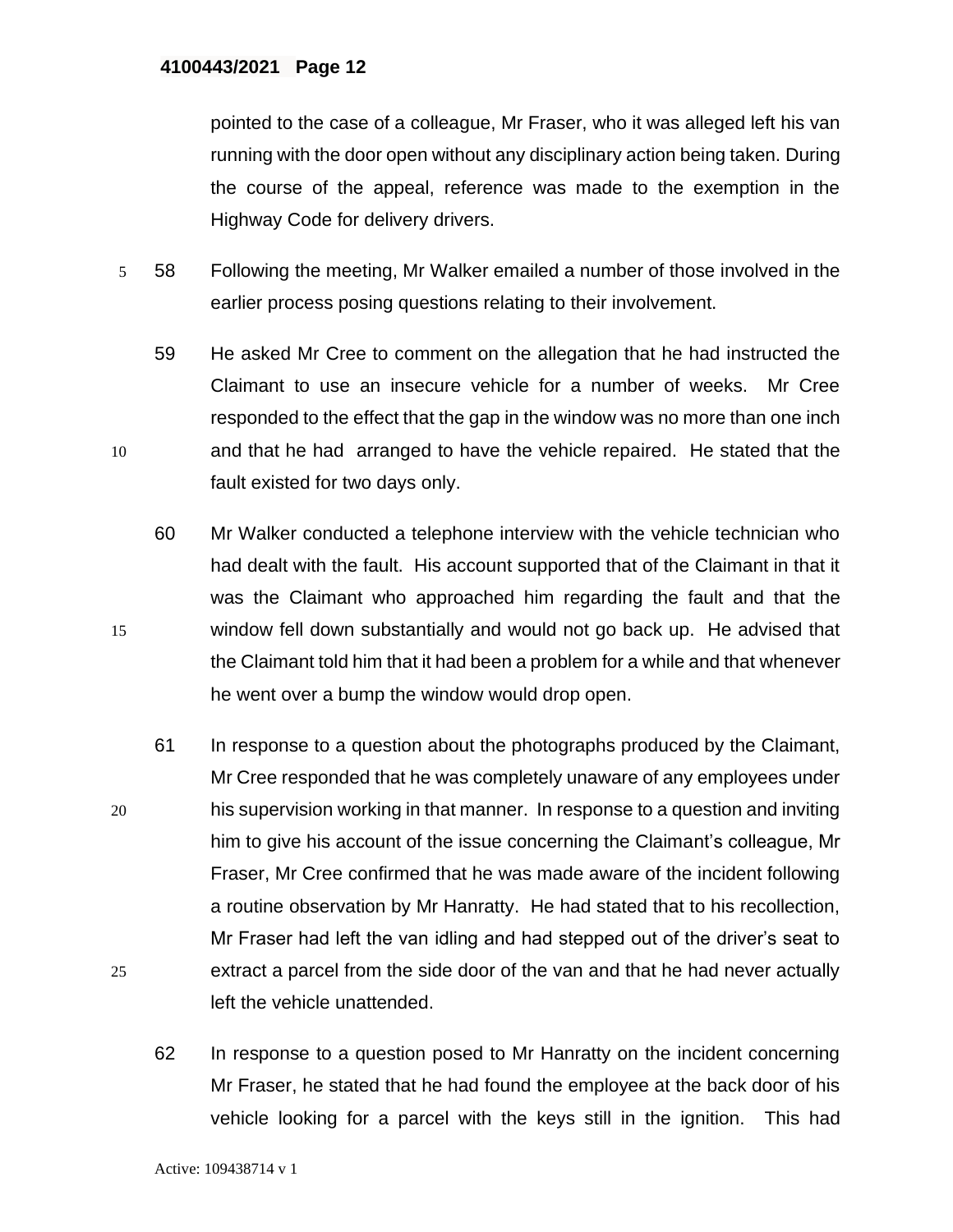pointed to the case of a colleague, Mr Fraser, who it was alleged left his van running with the door open without any disciplinary action being taken. During the course of the appeal, reference was made to the exemption in the Highway Code for delivery drivers.

58 Following the meeting, Mr Walker emailed a number of those involved in the earlier process posing questions relating to their involvement.

59 He asked Mr Cree to comment on the allegation that he had instructed the Claimant to use an insecure vehicle for a number of weeks. Mr Cree responded to the effect that the gap in the window was no more than one inch and that he had arranged to have the vehicle repaired. He stated that the fault existed for two days only.

60 Mr Walker conducted a telephone interview with the vehicle technician who had dealt with the fault. His account supported that of the Claimant in that it was the Claimant who approached him regarding the fault and that the window fell down substantially and would not go back up. He advised that the Claimant told him that it had been a problem for a while and that whenever he went over a bump the window would drop open.

61 In response to a question about the photographs produced by the Claimant, Mr Cree responded that he was completely unaware of any employees under his supervision working in that manner. In response to a question and inviting him to give his account of the issue concerning the Claimant's colleague, Mr Fraser, Mr Cree confirmed that he was made aware of the incident following a routine observation by Mr Hanratty. He had stated that to his recollection, Mr Fraser had left the van idling and had stepped out of the driver's seat to extract a parcel from the side door of the van and that he had never actually left the vehicle unattended.

62 In response to a question posed to Mr Hanratty on the incident concerning Mr Fraser, he stated that he had found the employee at the back door of his vehicle looking for a parcel with the keys still in the ignition. This had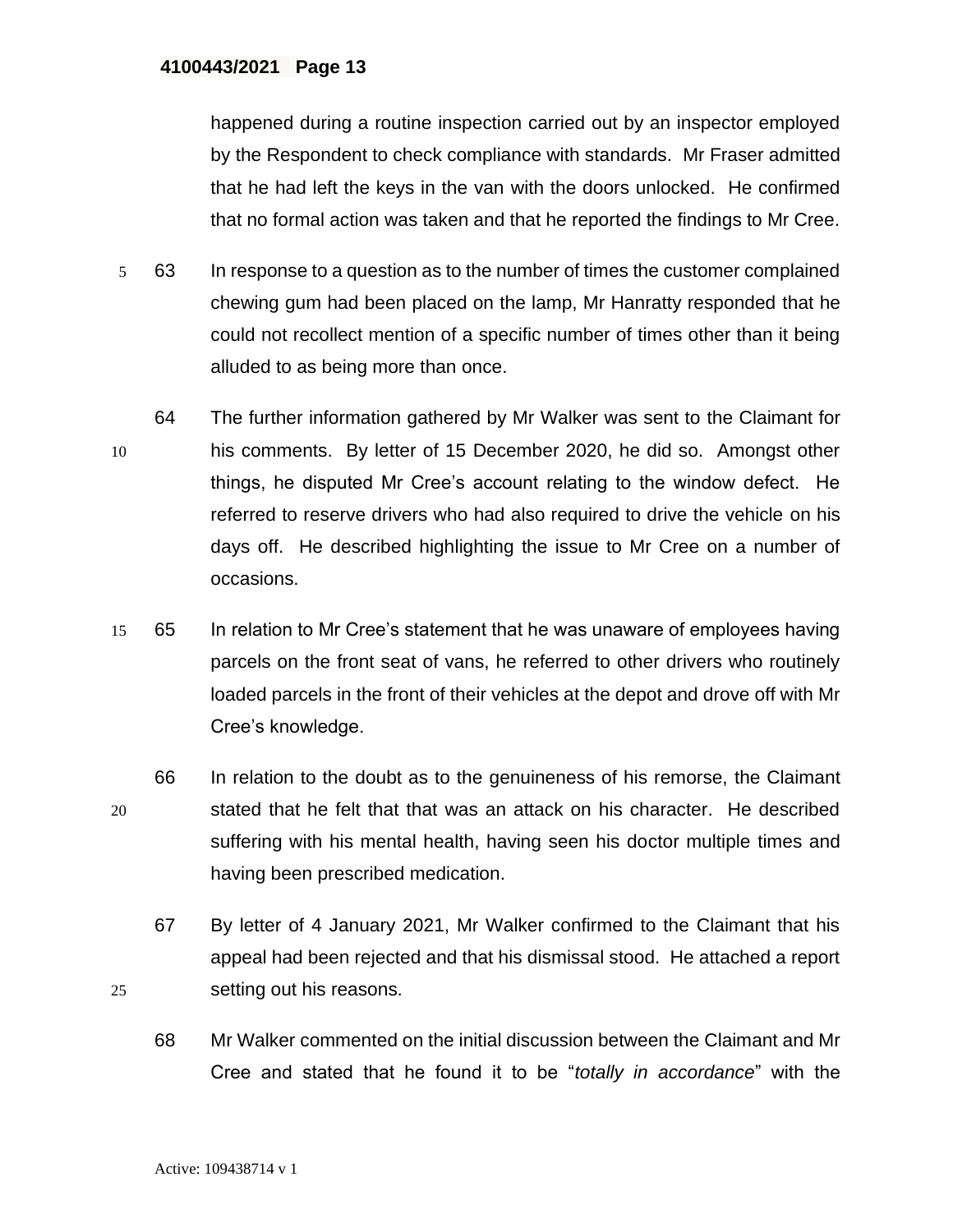happened during a routine inspection carried out by an inspector employed by the Respondent to check compliance with standards. Mr Fraser admitted that he had left the keys in the van with the doors unlocked. He confirmed that no formal action was taken and that he reported the findings to Mr Cree.

63 In response to a question as to the number of times the customer complained chewing gum had been placed on the lamp, Mr Hanratty responded that he could not recollect mention of a specific number of times other than it being alluded to as being more than once.

64 The further information gathered by Mr Walker was sent to the Claimant for his comments. By letter of 15 December 2020, he did so. Amongst other things, he disputed Mr Cree's account relating to the window defect. He referred to reserve drivers who had also required to drive the vehicle on his days off. He described highlighting the issue to Mr Cree on a number of occasions.

65 In relation to Mr Cree's statement that he was unaware of employees having parcels on the front seat of vans, he referred to other drivers who routinely loaded parcels in the front of their vehicles at the depot and drove off with Mr Cree's knowledge.

66 In relation to the doubt as to the genuineness of his remorse, the Claimant stated that he felt that that was an attack on his character. He described suffering with his mental health, having seen his doctor multiple times and having been prescribed medication.

67 By letter of 4 January 2021, Mr Walker confirmed to the Claimant that his appeal had been rejected and that his dismissal stood. He attached a report setting out his reasons.

68 Mr Walker commented on the initial discussion between the Claimant and Mr Cree and stated that he found it to be "*totally in accordance*" with the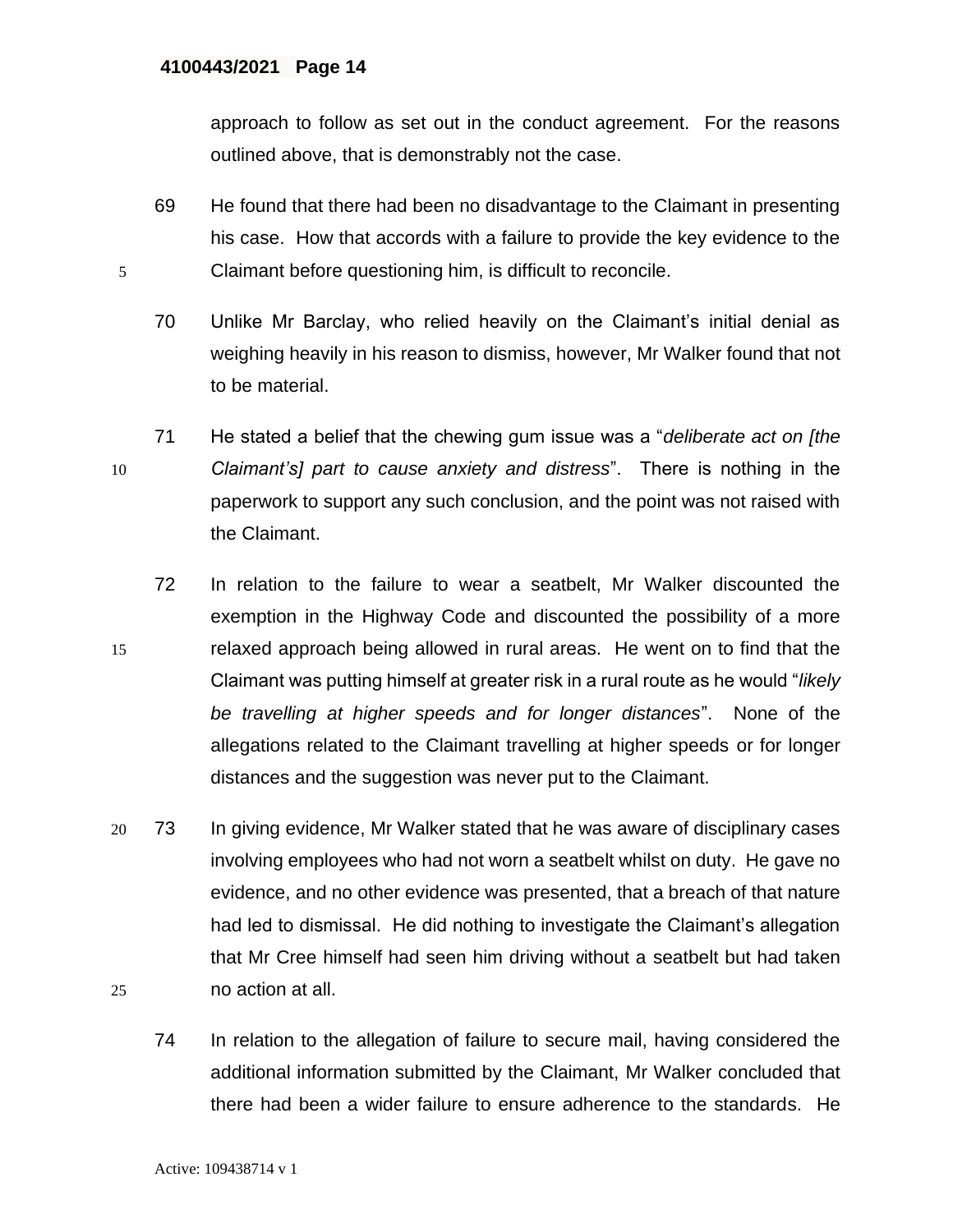approach to follow as set out in the conduct agreement. For the reasons outlined above, that is demonstrably not the case.

69 He found that there had been no disadvantage to the Claimant in presenting his case. How that accords with a failure to provide the key evidence to the Claimant before questioning him, is difficult to reconcile.

70 Unlike Mr Barclay, who relied heavily on the Claimant's initial denial as weighing heavily in his reason to dismiss, however, Mr Walker found that not to be material.

71 He stated a belief that the chewing gum issue was a "*deliberate act on [the Claimant's] part to cause anxiety and distress*". There is nothing in the paperwork to support any such conclusion, and the point was not raised with the Claimant.

72 In relation to the failure to wear a seatbelt, Mr Walker discounted the exemption in the Highway Code and discounted the possibility of a more relaxed approach being allowed in rural areas. He went on to find that the Claimant was putting himself at greater risk in a rural route as he would "*likely be travelling at higher speeds and for longer distances*". None of the allegations related to the Claimant travelling at higher speeds or for longer distances and the suggestion was never put to the Claimant.

73 In giving evidence, Mr Walker stated that he was aware of disciplinary cases involving employees who had not worn a seatbelt whilst on duty. He gave no evidence, and no other evidence was presented, that a breach of that nature had led to dismissal. He did nothing to investigate the Claimant's allegation that Mr Cree himself had seen him driving without a seatbelt but had taken no action at all.

74 In relation to the allegation of failure to secure mail, having considered the additional information submitted by the Claimant, Mr Walker concluded that there had been a wider failure to ensure adherence to the standards. He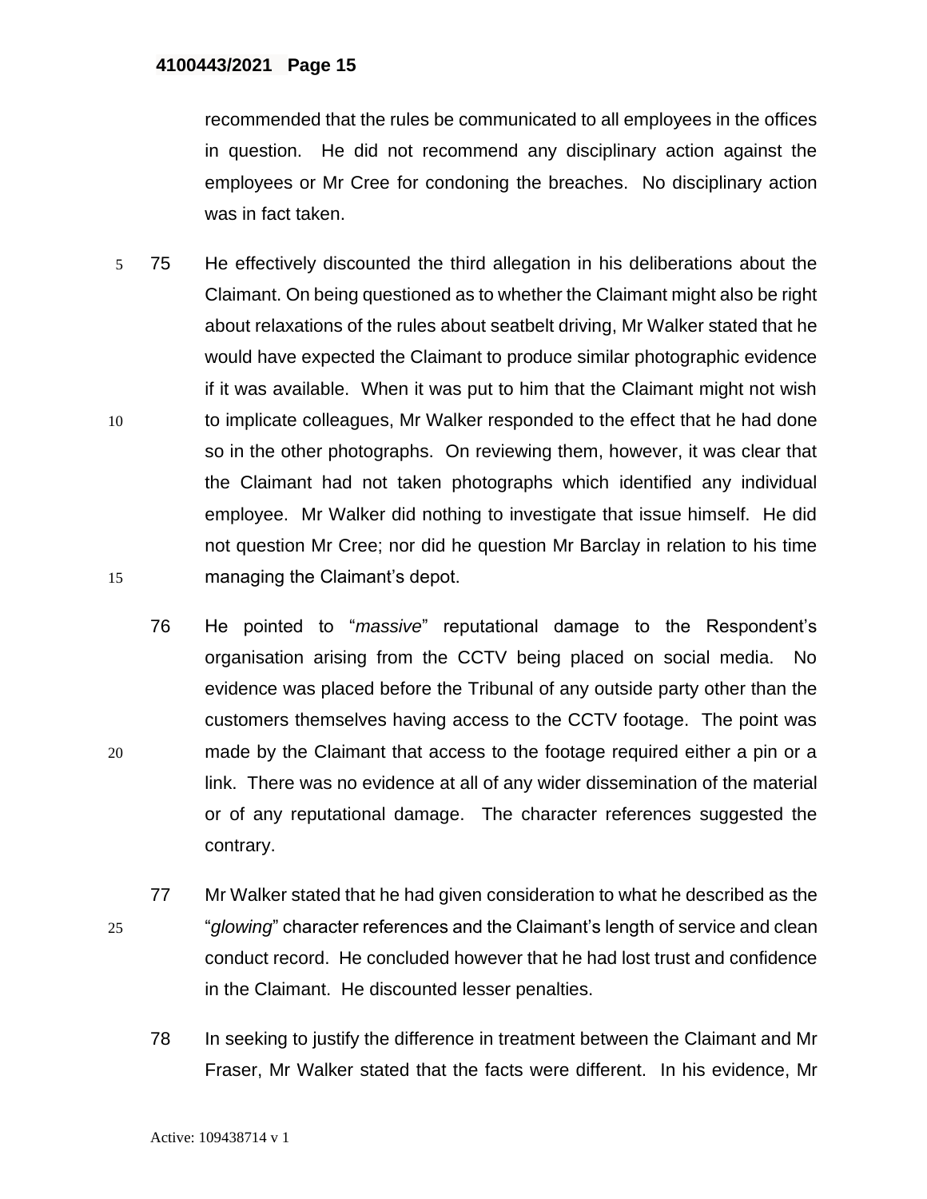recommended that the rules be communicated to all employees in the offices in question. He did not recommend any disciplinary action against the employees or Mr Cree for condoning the breaches. No disciplinary action was in fact taken.

75 He effectively discounted the third allegation in his deliberations about the Claimant. On being questioned as to whether the Claimant might also be right about relaxations of the rules about seatbelt driving, Mr Walker stated that he would have expected the Claimant to produce similar photographic evidence if it was available. When it was put to him that the Claimant might not wish to implicate colleagues, Mr Walker responded to the effect that he had done so in the other photographs. On reviewing them, however, it was clear that the Claimant had not taken photographs which identified any individual employee. Mr Walker did nothing to investigate that issue himself. He did not question Mr Cree; nor did he question Mr Barclay in relation to his time managing the Claimant's depot.

76 He pointed to "*massive*" reputational damage to the Respondent's organisation arising from the CCTV being placed on social media. No evidence was placed before the Tribunal of any outside party other than the customers themselves having access to the CCTV footage. The point was made by the Claimant that access to the footage required either a pin or a link. There was no evidence at all of any wider dissemination of the material or of any reputational damage. The character references suggested the contrary.

77 Mr Walker stated that he had given consideration to what he described as the "*glowing*" character references and the Claimant's length of service and clean conduct record. He concluded however that he had lost trust and confidence in the Claimant. He discounted lesser penalties.

78 In seeking to justify the difference in treatment between the Claimant and Mr Fraser, Mr Walker stated that the facts were different. In his evidence, Mr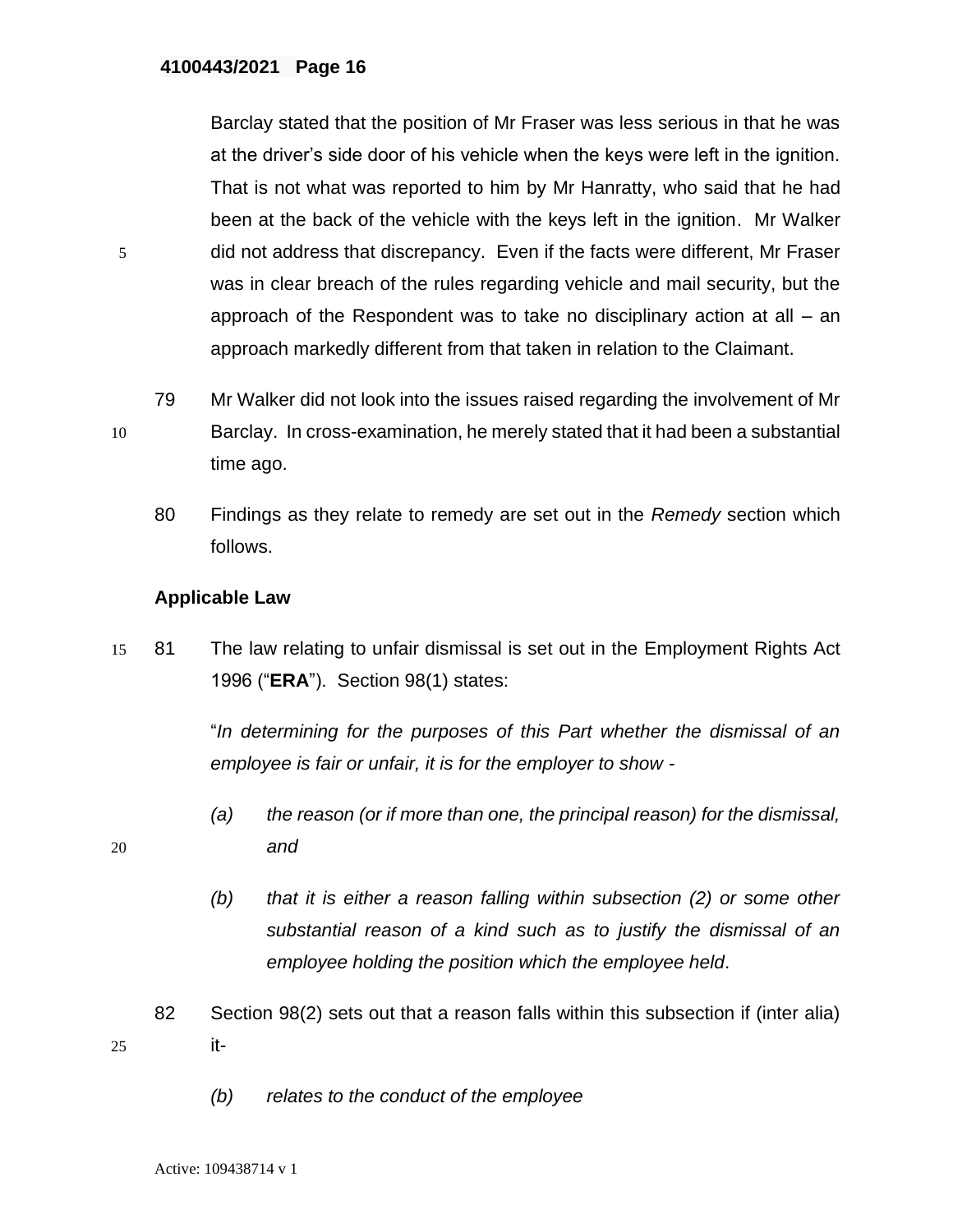Barclay stated that the position of Mr Fraser was less serious in that he was at the driver's side door of his vehicle when the keys were left in the ignition. That is not what was reported to him by Mr Hanratty, who said that he had been at the back of the vehicle with the keys left in the ignition. Mr Walker did not address that discrepancy. Even if the facts were different, Mr Fraser was in clear breach of the rules regarding vehicle and mail security, but the approach of the Respondent was to take no disciplinary action at all – an approach markedly different from that taken in relation to the Claimant.

79 Mr Walker did not look into the issues raised regarding the involvement of Mr Barclay. In cross-examination, he merely stated that it had been a substantial time ago.

80 Findings as they relate to remedy are set out in the *Remedy* section which follows.

**Applicable Law**

81 The law relating to unfair dismissal is set out in the Employment Rights Act 1996 ("**ERA**"). Section 98(1) states:

"*In determining for the purposes of this Part whether the dismissal of an employee is fair or unfair, it is for the employer to show -*

*(a) the reason (or if more than one, the principal reason) for the dismissal, and*

*(b) that it is either a reason falling within subsection (2) or some other substantial reason of a kind such as to justify the dismissal of an employee holding the position which the employee held*.

82 Section 98(2) sets out that a reason falls within this subsection if (inter alia) it-

*(b) relates to the conduct of the employee*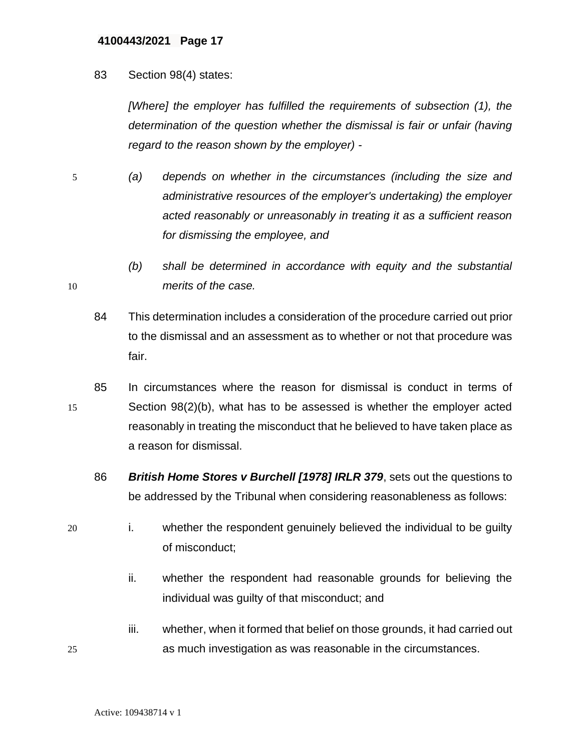83 Section 98(4) states:

*[Where] the employer has fulfilled the requirements of subsection (1), the determination of the question whether the dismissal is fair or unfair (having regard to the reason shown by the employer) -*

*(a) depends on whether in the circumstances (including the size and administrative resources of the employer's undertaking) the employer acted reasonably or unreasonably in treating it as a sufficient reason for dismissing the employee, and*

*(b) shall be determined in accordance with equity and the substantial merits of the case.*

84 This determination includes a consideration of the procedure carried out prior to the dismissal and an assessment as to whether or not that procedure was fair.

85 In circumstances where the reason for dismissal is conduct in terms of Section 98(2)(b), what has to be assessed is whether the employer acted reasonably in treating the misconduct that he believed to have taken place as a reason for dismissal.

86 ***British Home Stores v Burchell [1978] IRLR 379***, sets out the questions to be addressed by the Tribunal when considering reasonableness as follows:

i. whether the respondent genuinely believed the individual to be guilty of misconduct;

ii. whether the respondent had reasonable grounds for believing the individual was guilty of that misconduct; and

iii. whether, when it formed that belief on those grounds, it had carried out as much investigation as was reasonable in the circumstances.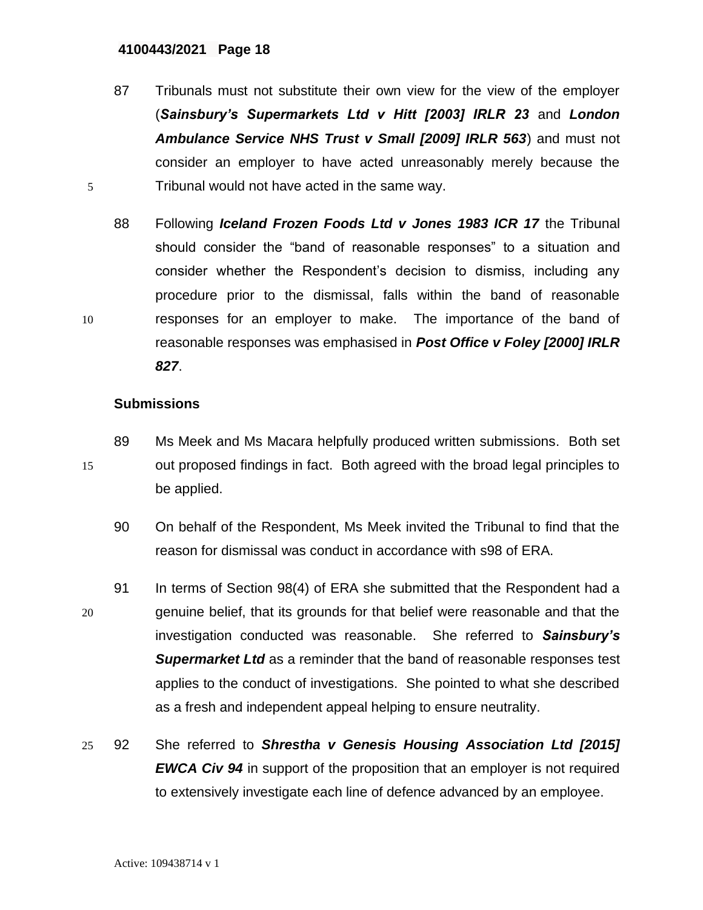87 Tribunals must not substitute their own view for the view of the employer (***Sainsbury's Supermarkets Ltd v Hitt [2003] IRLR 23*** and ***London Ambulance Service NHS Trust v Small [2009] IRLR 563***) and must not consider an employer to have acted unreasonably merely because the Tribunal would not have acted in the same way.

88 Following ***Iceland Frozen Foods Ltd v Jones 1983 ICR 17*** the Tribunal should consider the "band of reasonable responses" to a situation and consider whether the Respondent's decision to dismiss, including any procedure prior to the dismissal, falls within the band of reasonable responses for an employer to make. The importance of the band of reasonable responses was emphasised in ***Post Office v Foley [2000] IRLR 827***.

## Submissions

89 Ms Meek and Ms Macara helpfully produced written submissions. Both set out proposed findings in fact. Both agreed with the broad legal principles to be applied.

90 On behalf of the Respondent, Ms Meek invited the Tribunal to find that the reason for dismissal was conduct in accordance with s98 of ERA.

91 In terms of Section 98(4) of ERA she submitted that the Respondent had a genuine belief, that its grounds for that belief were reasonable and that the investigation conducted was reasonable. She referred to ***Sainsbury's Supermarket Ltd*** as a reminder that the band of reasonable responses test applies to the conduct of investigations. She pointed to what she described as a fresh and independent appeal helping to ensure neutrality.

92 She referred to ***Shrestha v Genesis Housing Association Ltd [2015] EWCA Civ 94*** in support of the proposition that an employer is not required to extensively investigate each line of defence advanced by an employee.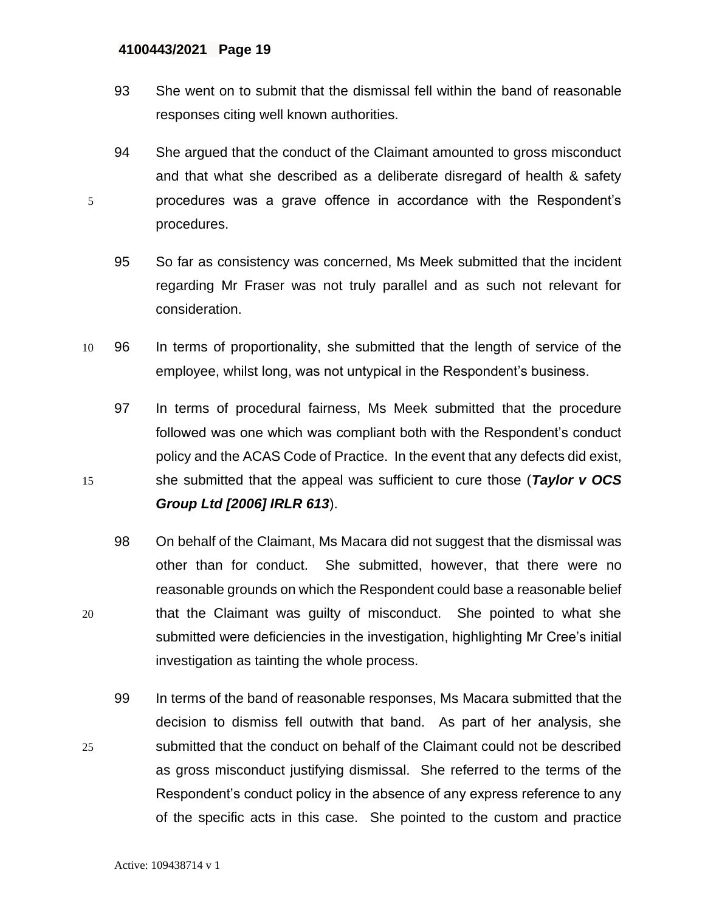93 She went on to submit that the dismissal fell within the band of reasonable responses citing well known authorities.

94 She argued that the conduct of the Claimant amounted to gross misconduct and that what she described as a deliberate disregard of health & safety procedures was a grave offence in accordance with the Respondent's procedures.

95 So far as consistency was concerned, Ms Meek submitted that the incident regarding Mr Fraser was not truly parallel and as such not relevant for consideration.

96 In terms of proportionality, she submitted that the length of service of the employee, whilst long, was not untypical in the Respondent's business.

97 In terms of procedural fairness, Ms Meek submitted that the procedure followed was one which was compliant both with the Respondent's conduct policy and the ACAS Code of Practice. In the event that any defects did exist, she submitted that the appeal was sufficient to cure those (***Taylor v OCS Group Ltd [2006] IRLR 613***).

98 On behalf of the Claimant, Ms Macara did not suggest that the dismissal was other than for conduct. She submitted, however, that there were no reasonable grounds on which the Respondent could base a reasonable belief that the Claimant was guilty of misconduct. She pointed to what she submitted were deficiencies in the investigation, highlighting Mr Cree's initial investigation as tainting the whole process.

99 In terms of the band of reasonable responses, Ms Macara submitted that the decision to dismiss fell outwith that band. As part of her analysis, she submitted that the conduct on behalf of the Claimant could not be described as gross misconduct justifying dismissal. She referred to the terms of the Respondent's conduct policy in the absence of any express reference to any of the specific acts in this case. She pointed to the custom and practice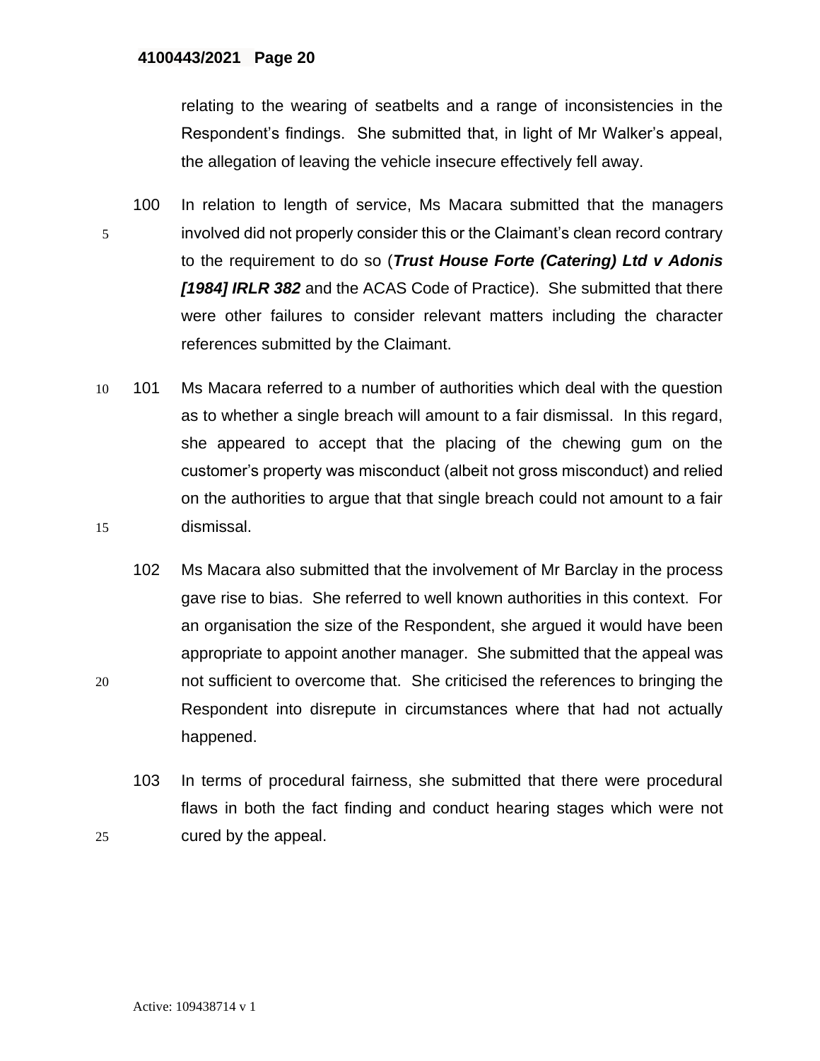relating to the wearing of seatbelts and a range of inconsistencies in the Respondent's findings. She submitted that, in light of Mr Walker's appeal, the allegation of leaving the vehicle insecure effectively fell away.

100 In relation to length of service, Ms Macara submitted that the managers involved did not properly consider this or the Claimant's clean record contrary to the requirement to do so (***Trust House Forte (Catering) Ltd v Adonis [1984] IRLR 382*** and the ACAS Code of Practice). She submitted that there were other failures to consider relevant matters including the character references submitted by the Claimant.

101 Ms Macara referred to a number of authorities which deal with the question as to whether a single breach will amount to a fair dismissal. In this regard, she appeared to accept that the placing of the chewing gum on the customer's property was misconduct (albeit not gross misconduct) and relied on the authorities to argue that that single breach could not amount to a fair dismissal.

102 Ms Macara also submitted that the involvement of Mr Barclay in the process gave rise to bias. She referred to well known authorities in this context. For an organisation the size of the Respondent, she argued it would have been appropriate to appoint another manager. She submitted that the appeal was not sufficient to overcome that. She criticised the references to bringing the Respondent into disrepute in circumstances where that had not actually happened.

103 In terms of procedural fairness, she submitted that there were procedural flaws in both the fact finding and conduct hearing stages which were not cured by the appeal.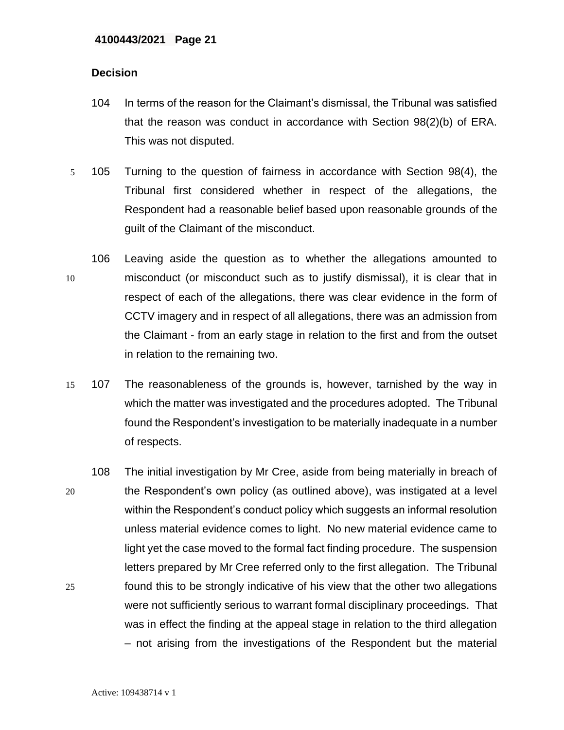### Decision

104 In terms of the reason for the Claimant's dismissal, the Tribunal was satisfied that the reason was conduct in accordance with Section 98(2)(b) of ERA. This was not disputed.

105 Turning to the question of fairness in accordance with Section 98(4), the Tribunal first considered whether in respect of the allegations, the Respondent had a reasonable belief based upon reasonable grounds of the guilt of the Claimant of the misconduct.

106 Leaving aside the question as to whether the allegations amounted to misconduct (or misconduct such as to justify dismissal), it is clear that in respect of each of the allegations, there was clear evidence in the form of CCTV imagery and in respect of all allegations, there was an admission from the Claimant - from an early stage in relation to the first and from the outset in relation to the remaining two.

107 The reasonableness of the grounds is, however, tarnished by the way in which the matter was investigated and the procedures adopted. The Tribunal found the Respondent's investigation to be materially inadequate in a number of respects.

108 The initial investigation by Mr Cree, aside from being materially in breach of the Respondent's own policy (as outlined above), was instigated at a level within the Respondent's conduct policy which suggests an informal resolution unless material evidence comes to light. No new material evidence came to light yet the case moved to the formal fact finding procedure. The suspension letters prepared by Mr Cree referred only to the first allegation. The Tribunal found this to be strongly indicative of his view that the other two allegations were not sufficiently serious to warrant formal disciplinary proceedings. That was in effect the finding at the appeal stage in relation to the third allegation – not arising from the investigations of the Respondent but the material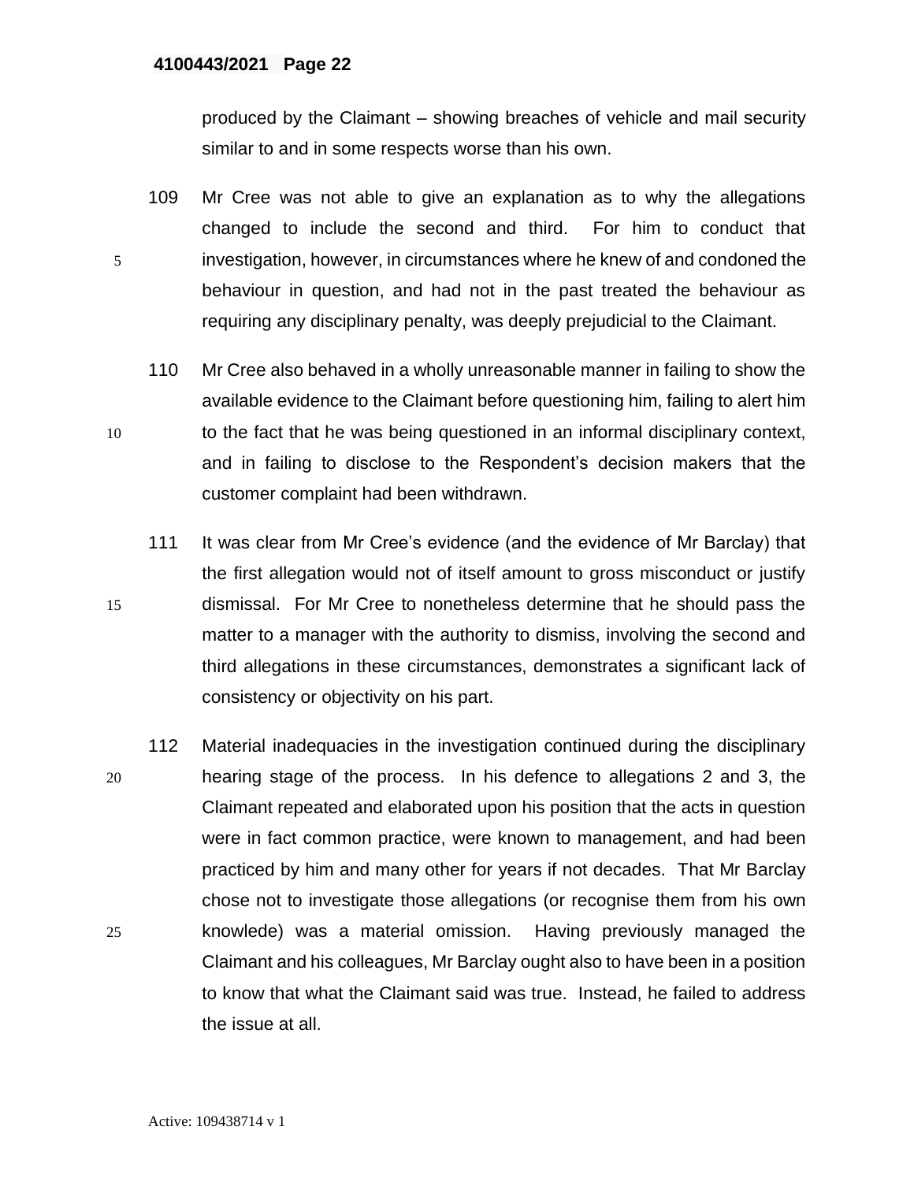produced by the Claimant – showing breaches of vehicle and mail security similar to and in some respects worse than his own.

109 Mr Cree was not able to give an explanation as to why the allegations changed to include the second and third. For him to conduct that investigation, however, in circumstances where he knew of and condoned the behaviour in question, and had not in the past treated the behaviour as requiring any disciplinary penalty, was deeply prejudicial to the Claimant.

110 Mr Cree also behaved in a wholly unreasonable manner in failing to show the available evidence to the Claimant before questioning him, failing to alert him to the fact that he was being questioned in an informal disciplinary context, and in failing to disclose to the Respondent's decision makers that the customer complaint had been withdrawn.

111 It was clear from Mr Cree's evidence (and the evidence of Mr Barclay) that the first allegation would not of itself amount to gross misconduct or justify dismissal. For Mr Cree to nonetheless determine that he should pass the matter to a manager with the authority to dismiss, involving the second and third allegations in these circumstances, demonstrates a significant lack of consistency or objectivity on his part.

112 Material inadequacies in the investigation continued during the disciplinary hearing stage of the process. In his defence to allegations 2 and 3, the Claimant repeated and elaborated upon his position that the acts in question were in fact common practice, were known to management, and had been practiced by him and many other for years if not decades. That Mr Barclay chose not to investigate those allegations (or recognise them from his own knowlede) was a material omission. Having previously managed the Claimant and his colleagues, Mr Barclay ought also to have been in a position to know that what the Claimant said was true. Instead, he failed to address the issue at all.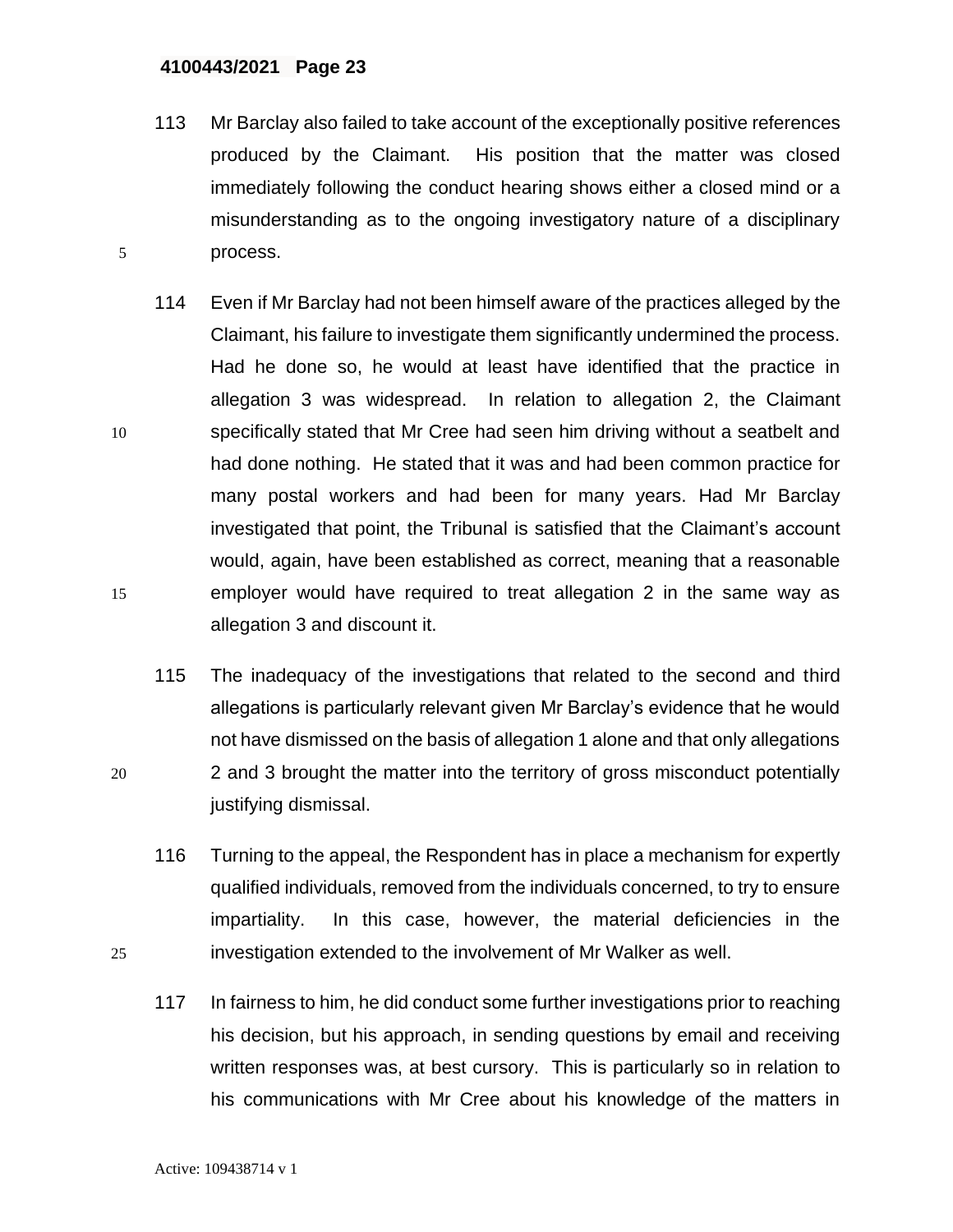113 Mr Barclay also failed to take account of the exceptionally positive references produced by the Claimant. His position that the matter was closed immediately following the conduct hearing shows either a closed mind or a misunderstanding as to the ongoing investigatory nature of a disciplinary process.

114 Even if Mr Barclay had not been himself aware of the practices alleged by the Claimant, his failure to investigate them significantly undermined the process. Had he done so, he would at least have identified that the practice in allegation 3 was widespread. In relation to allegation 2, the Claimant specifically stated that Mr Cree had seen him driving without a seatbelt and had done nothing. He stated that it was and had been common practice for many postal workers and had been for many years. Had Mr Barclay investigated that point, the Tribunal is satisfied that the Claimant's account would, again, have been established as correct, meaning that a reasonable employer would have required to treat allegation 2 in the same way as allegation 3 and discount it.

115 The inadequacy of the investigations that related to the second and third allegations is particularly relevant given Mr Barclay's evidence that he would not have dismissed on the basis of allegation 1 alone and that only allegations 2 and 3 brought the matter into the territory of gross misconduct potentially justifying dismissal.

116 Turning to the appeal, the Respondent has in place a mechanism for expertly qualified individuals, removed from the individuals concerned, to try to ensure impartiality. In this case, however, the material deficiencies in the investigation extended to the involvement of Mr Walker as well.

117 In fairness to him, he did conduct some further investigations prior to reaching his decision, but his approach, in sending questions by email and receiving written responses was, at best cursory. This is particularly so in relation to his communications with Mr Cree about his knowledge of the matters in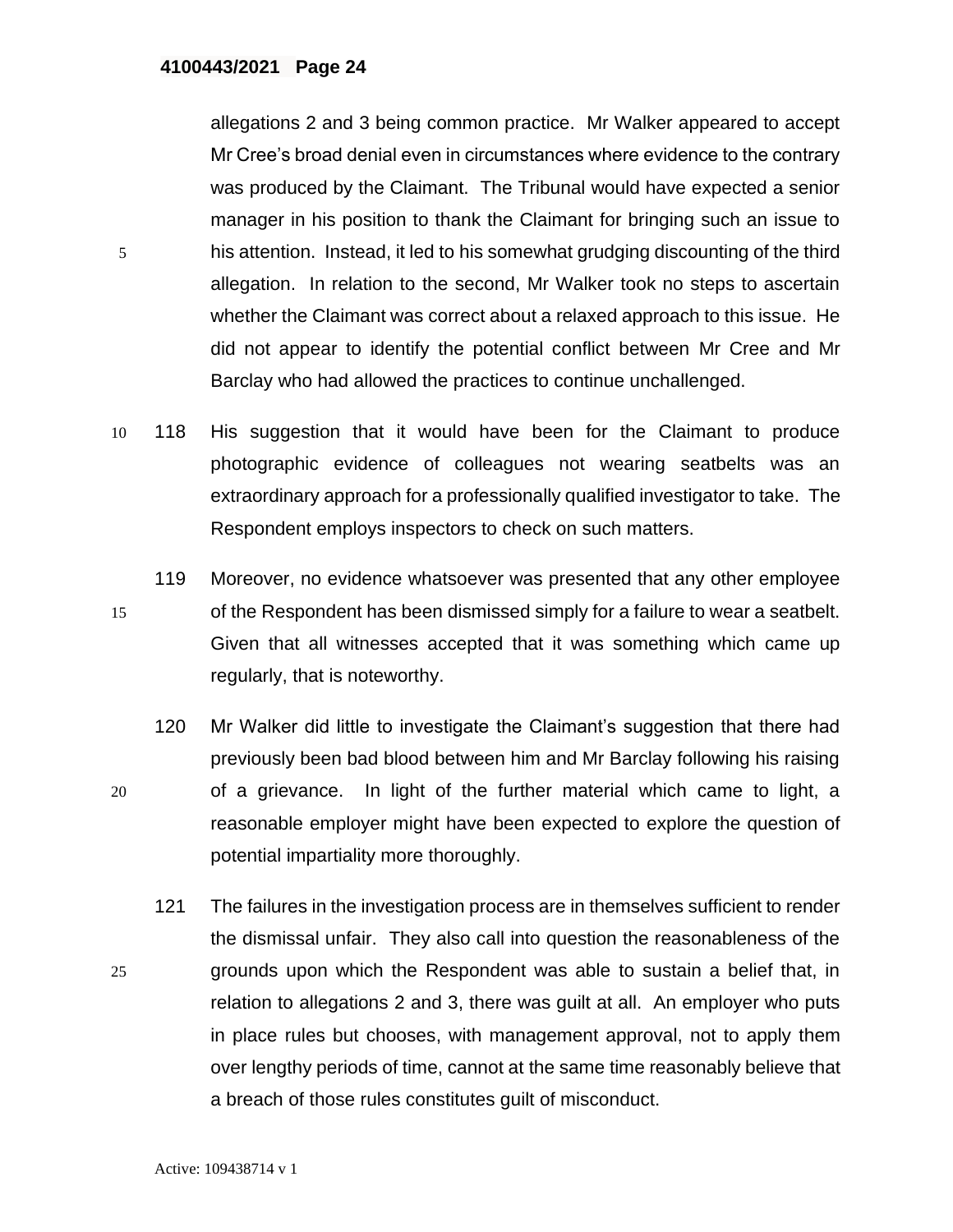allegations 2 and 3 being common practice. Mr Walker appeared to accept Mr Cree's broad denial even in circumstances where evidence to the contrary was produced by the Claimant. The Tribunal would have expected a senior manager in his position to thank the Claimant for bringing such an issue to his attention. Instead, it led to his somewhat grudging discounting of the third allegation. In relation to the second, Mr Walker took no steps to ascertain whether the Claimant was correct about a relaxed approach to this issue. He did not appear to identify the potential conflict between Mr Cree and Mr Barclay who had allowed the practices to continue unchallenged.

118 His suggestion that it would have been for the Claimant to produce photographic evidence of colleagues not wearing seatbelts was an extraordinary approach for a professionally qualified investigator to take. The Respondent employs inspectors to check on such matters.

119 Moreover, no evidence whatsoever was presented that any other employee of the Respondent has been dismissed simply for a failure to wear a seatbelt. Given that all witnesses accepted that it was something which came up regularly, that is noteworthy.

120 Mr Walker did little to investigate the Claimant's suggestion that there had previously been bad blood between him and Mr Barclay following his raising of a grievance. In light of the further material which came to light, a reasonable employer might have been expected to explore the question of potential impartiality more thoroughly.

121 The failures in the investigation process are in themselves sufficient to render the dismissal unfair. They also call into question the reasonableness of the grounds upon which the Respondent was able to sustain a belief that, in relation to allegations 2 and 3, there was guilt at all. An employer who puts in place rules but chooses, with management approval, not to apply them over lengthy periods of time, cannot at the same time reasonably believe that a breach of those rules constitutes guilt of misconduct.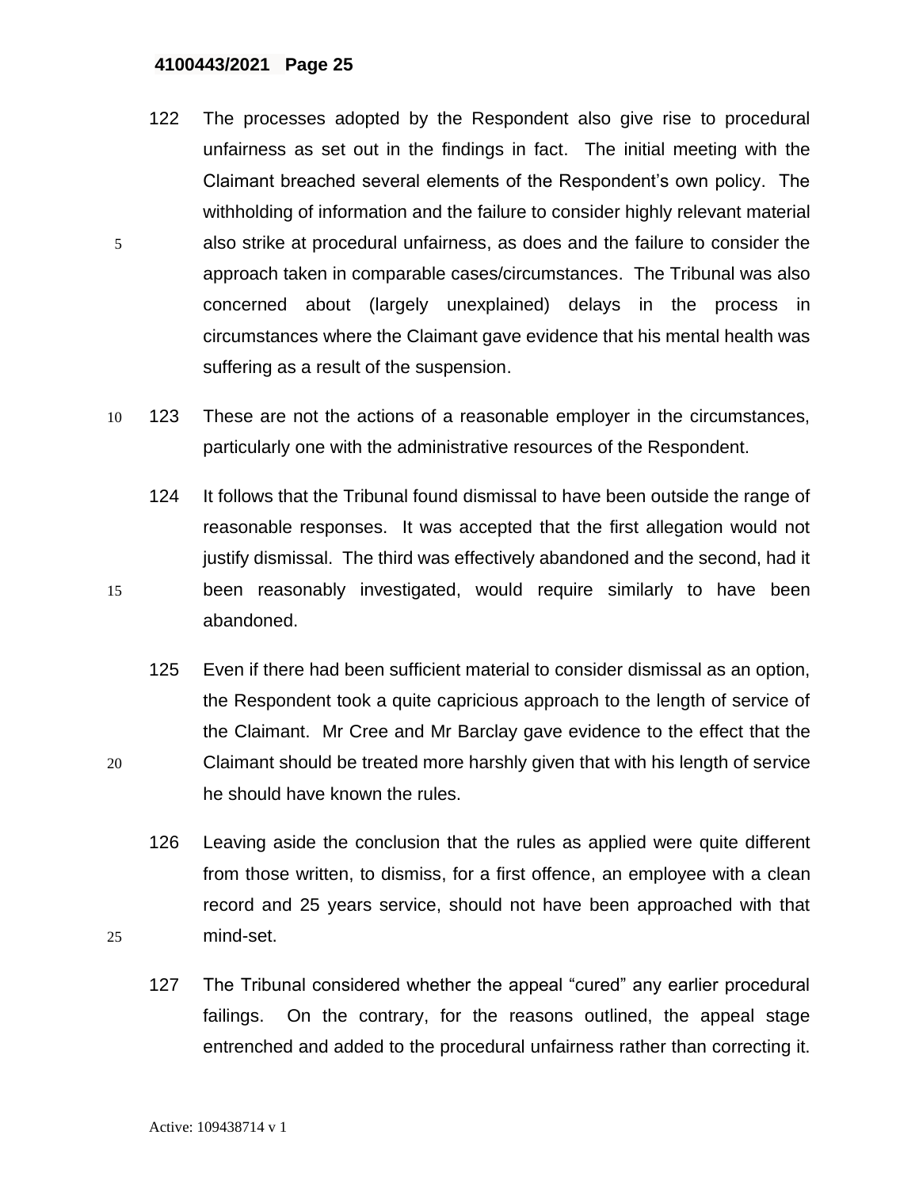122 The processes adopted by the Respondent also give rise to procedural unfairness as set out in the findings in fact. The initial meeting with the Claimant breached several elements of the Respondent's own policy. The withholding of information and the failure to consider highly relevant material also strike at procedural unfairness, as does and the failure to consider the approach taken in comparable cases/circumstances. The Tribunal was also concerned about (largely unexplained) delays in the process in circumstances where the Claimant gave evidence that his mental health was suffering as a result of the suspension.

123 These are not the actions of a reasonable employer in the circumstances, particularly one with the administrative resources of the Respondent.

124 It follows that the Tribunal found dismissal to have been outside the range of reasonable responses. It was accepted that the first allegation would not justify dismissal. The third was effectively abandoned and the second, had it been reasonably investigated, would require similarly to have been abandoned.

125 Even if there had been sufficient material to consider dismissal as an option, the Respondent took a quite capricious approach to the length of service of the Claimant. Mr Cree and Mr Barclay gave evidence to the effect that the Claimant should be treated more harshly given that with his length of service he should have known the rules.

126 Leaving aside the conclusion that the rules as applied were quite different from those written, to dismiss, for a first offence, an employee with a clean record and 25 years service, should not have been approached with that mind-set.

127 The Tribunal considered whether the appeal "cured" any earlier procedural failings. On the contrary, for the reasons outlined, the appeal stage entrenched and added to the procedural unfairness rather than correcting it.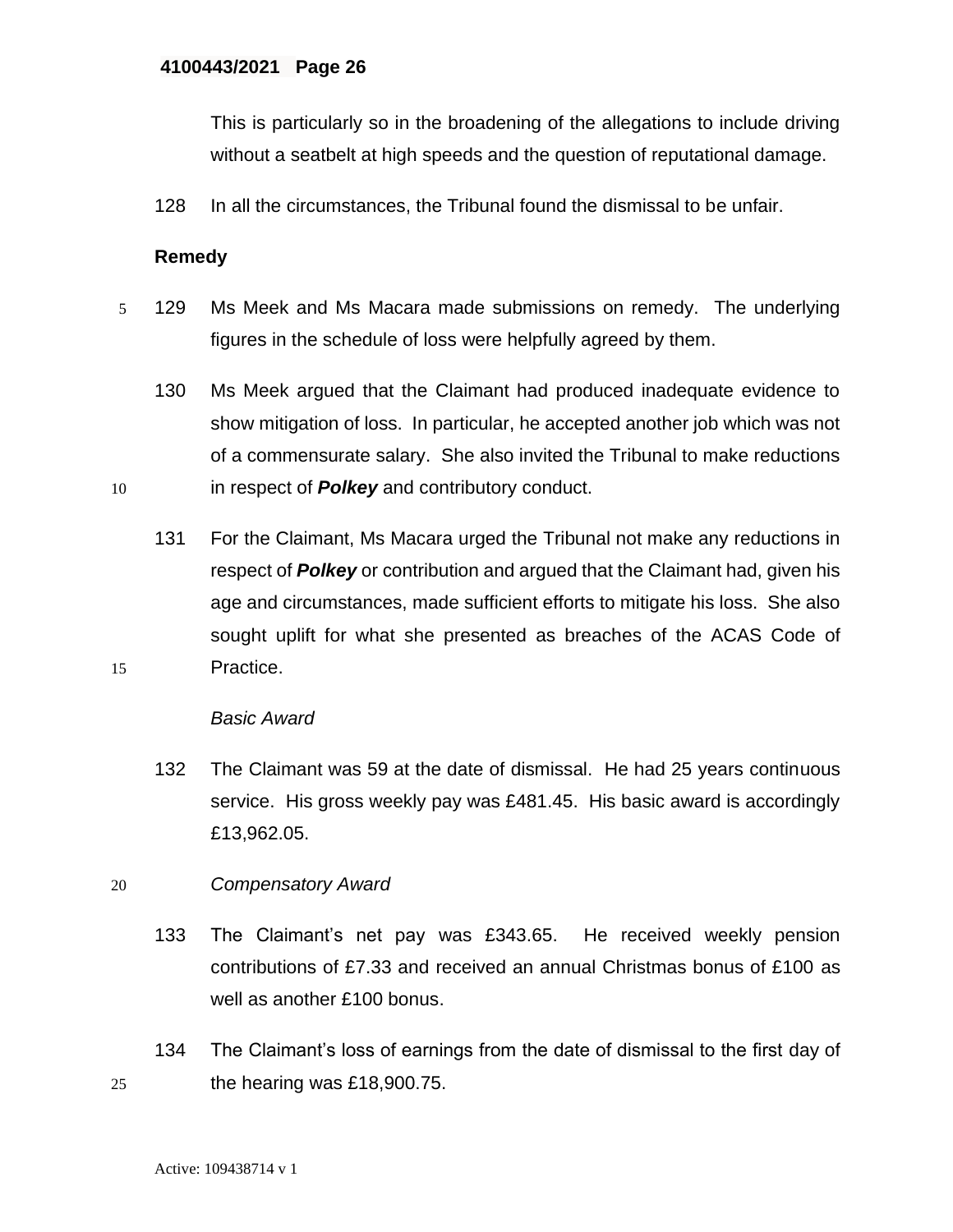This is particularly so in the broadening of the allegations to include driving without a seatbelt at high speeds and the question of reputational damage.

128 In all the circumstances, the Tribunal found the dismissal to be unfair.

**Remedy**

129 Ms Meek and Ms Macara made submissions on remedy. The underlying figures in the schedule of loss were helpfully agreed by them.

130 Ms Meek argued that the Claimant had produced inadequate evidence to show mitigation of loss. In particular, he accepted another job which was not of a commensurate salary. She also invited the Tribunal to make reductions in respect of ***Polkey*** and contributory conduct.

131 For the Claimant, Ms Macara urged the Tribunal not make any reductions in respect of ***Polkey*** or contribution and argued that the Claimant had, given his age and circumstances, made sufficient efforts to mitigate his loss. She also sought uplift for what she presented as breaches of the ACAS Code of Practice.

*Basic Award*

132 The Claimant was 59 at the date of dismissal. He had 25 years continuous service. His gross weekly pay was £481.45. His basic award is accordingly £13,962.05.

*Compensatory Award*

133 The Claimant's net pay was £343.65. He received weekly pension contributions of £7.33 and received an annual Christmas bonus of £100 as well as another £100 bonus.

134 The Claimant's loss of earnings from the date of dismissal to the first day of the hearing was £18,900.75.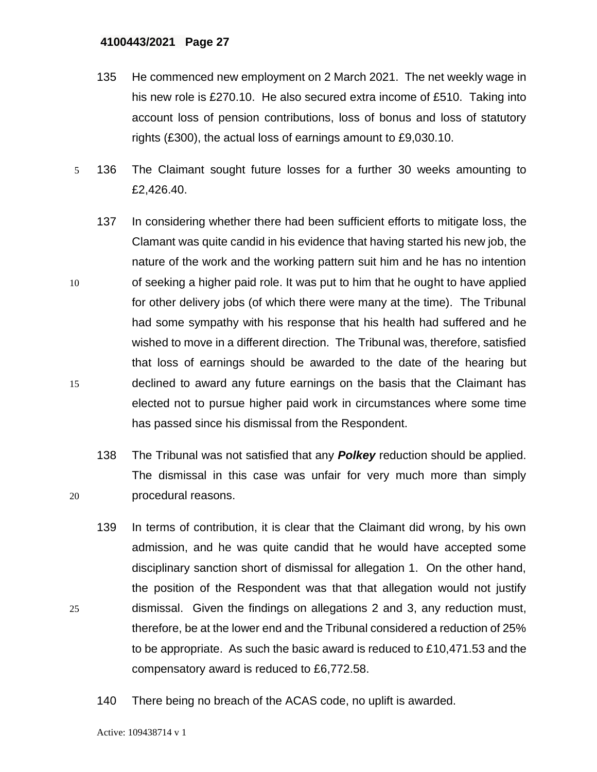135 He commenced new employment on 2 March 2021. The net weekly wage in his new role is £270.10. He also secured extra income of £510. Taking into account loss of pension contributions, loss of bonus and loss of statutory rights (£300), the actual loss of earnings amount to £9,030.10.

136 The Claimant sought future losses for a further 30 weeks amounting to £2,426.40.

137 In considering whether there had been sufficient efforts to mitigate loss, the Clamant was quite candid in his evidence that having started his new job, the nature of the work and the working pattern suit him and he has no intention of seeking a higher paid role. It was put to him that he ought to have applied for other delivery jobs (of which there were many at the time). The Tribunal had some sympathy with his response that his health had suffered and he wished to move in a different direction. The Tribunal was, therefore, satisfied that loss of earnings should be awarded to the date of the hearing but declined to award any future earnings on the basis that the Claimant has elected not to pursue higher paid work in circumstances where some time has passed since his dismissal from the Respondent.

138 The Tribunal was not satisfied that any ***Polkey*** reduction should be applied. The dismissal in this case was unfair for very much more than simply procedural reasons.

139 In terms of contribution, it is clear that the Claimant did wrong, by his own admission, and he was quite candid that he would have accepted some disciplinary sanction short of dismissal for allegation 1. On the other hand, the position of the Respondent was that that allegation would not justify dismissal. Given the findings on allegations 2 and 3, any reduction must, therefore, be at the lower end and the Tribunal considered a reduction of 25% to be appropriate. As such the basic award is reduced to £10,471.53 and the compensatory award is reduced to £6,772.58.

140 There being no breach of the ACAS code, no uplift is awarded.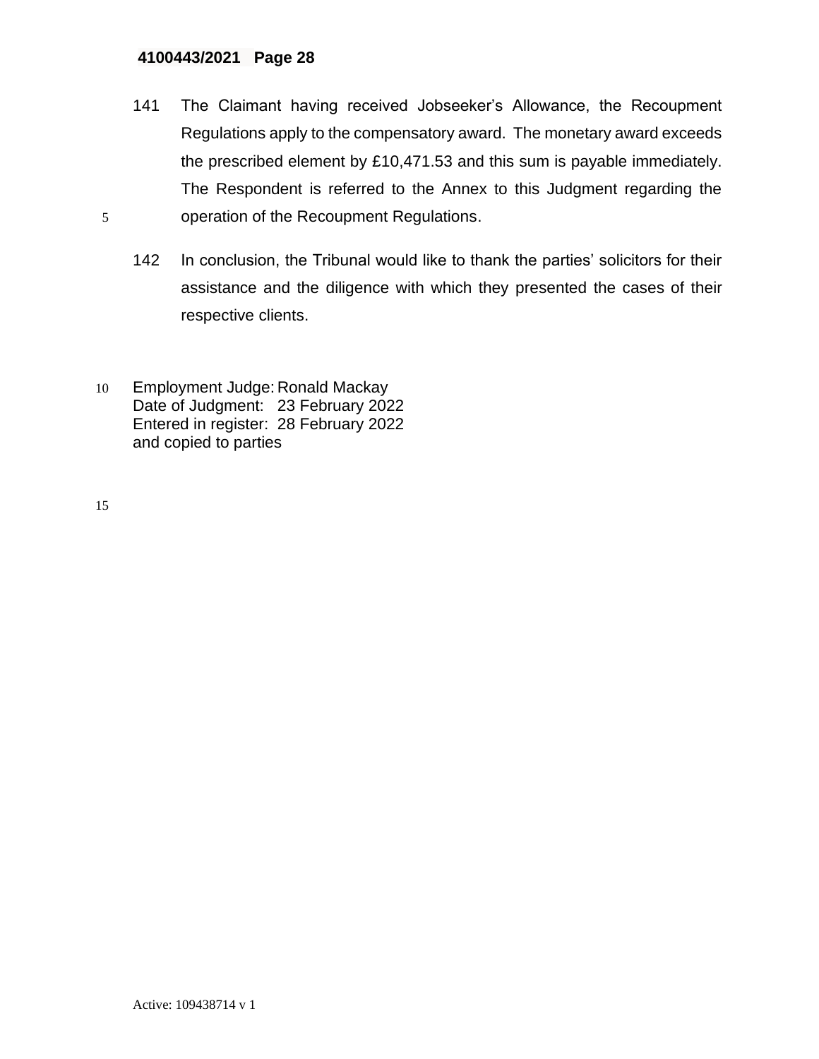141 The Claimant having received Jobseeker's Allowance, the Recoupment Regulations apply to the compensatory award. The monetary award exceeds the prescribed element by £10,471.53 and this sum is payable immediately. The Respondent is referred to the Annex to this Judgment regarding the operation of the Recoupment Regulations.

142 In conclusion, the Tribunal would like to thank the parties' solicitors for their assistance and the diligence with which they presented the cases of their respective clients.

Employment Judge: Ronald Mackay
Date of Judgment: 23 February 2022
Entered in register: 28 February 2022
and copied to parties